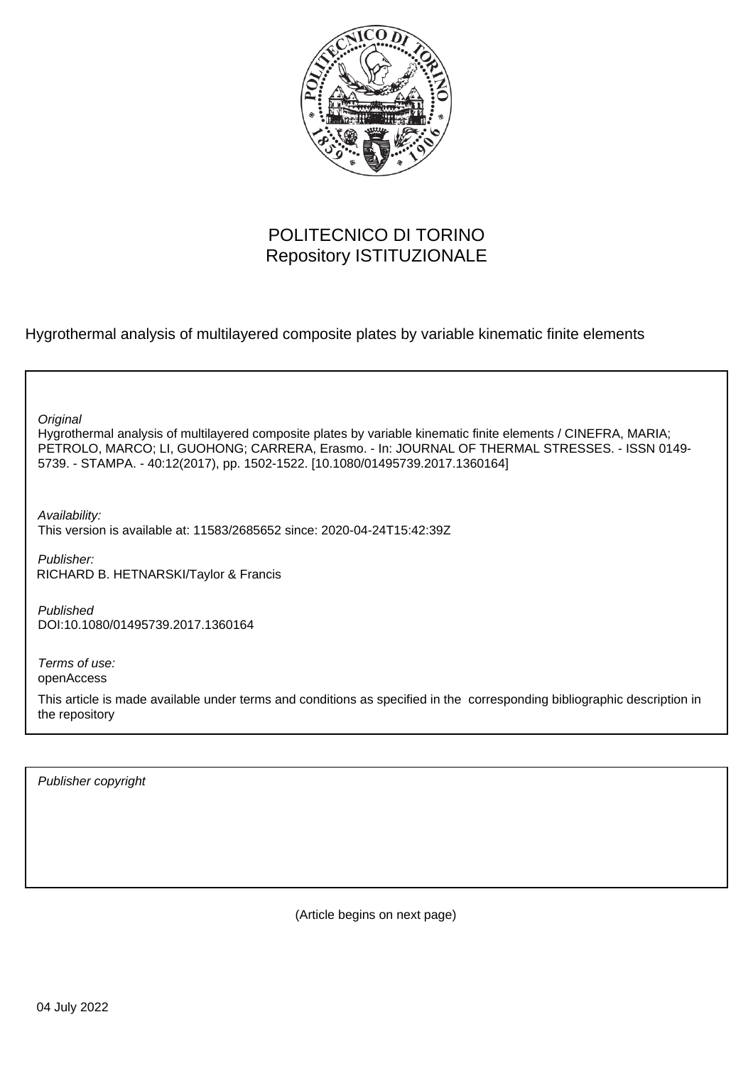POLITECNICO DI TORINO
Repository ISTITUZIONALE

Hygrothermal analysis of multilayered composite plates by variable kinematic finite elements

*Original*
Hygrothermal analysis of multilayered composite plates by variable kinematic finite elements / CINEFRA, MARIA; PETROLO, MARCO; LI, GUOHONG; CARRERA, Erasmo. - In: JOURNAL OF THERMAL STRESSES. - ISSN 0149-5739. - STAMPA. - 40:12(2017), pp. 1502-1522. [10.1080/01495739.2017.1360164]

*Availability:*
This version is available at: 11583/2685652 since: 2020-04-24T15:42:39Z

*Publisher:*
RICHARD B. HETNARSKI/Taylor & Francis

*Published*
DOI:10.1080/01495739.2017.1360164

*Terms of use:*
openAccess

This article is made available under terms and conditions as specified in the corresponding bibliographic description in the repository

*Publisher copyright*

(Article begins on next page)

04 July 2022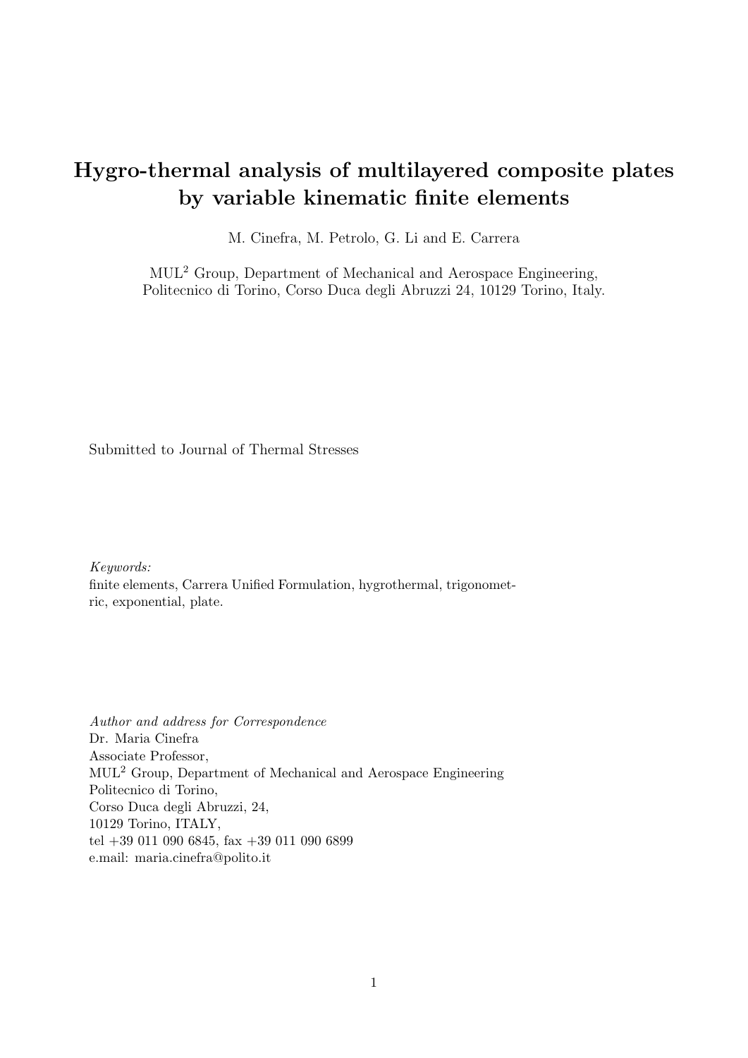# Hygro-thermal analysis of multilayered composite plates by variable kinematic finite elements

M. Cinefra, M. Petrolo, G. Li and E. Carrera

MUL[2] Group, Department of Mechanical and Aerospace Engineering,
Politecnico di Torino, Corso Duca degli Abruzzi 24, 10129 Torino, Italy.

Submitted to Journal of Thermal Stresses

*Keywords:*
finite elements, Carrera Unified Formulation, hygrothermal, trigonometric, exponential, plate.

*Author and address for Correspondence*
Dr. Maria Cinefra
Associate Professor,
MUL[2] Group, Department of Mechanical and Aerospace Engineering
Politecnico di Torino,
Corso Duca degli Abruzzi, 24,
10129 Torino, ITALY,
tel +39 011 090 6845, fax +39 011 090 6899
e.mail: maria.cinefra@polito.it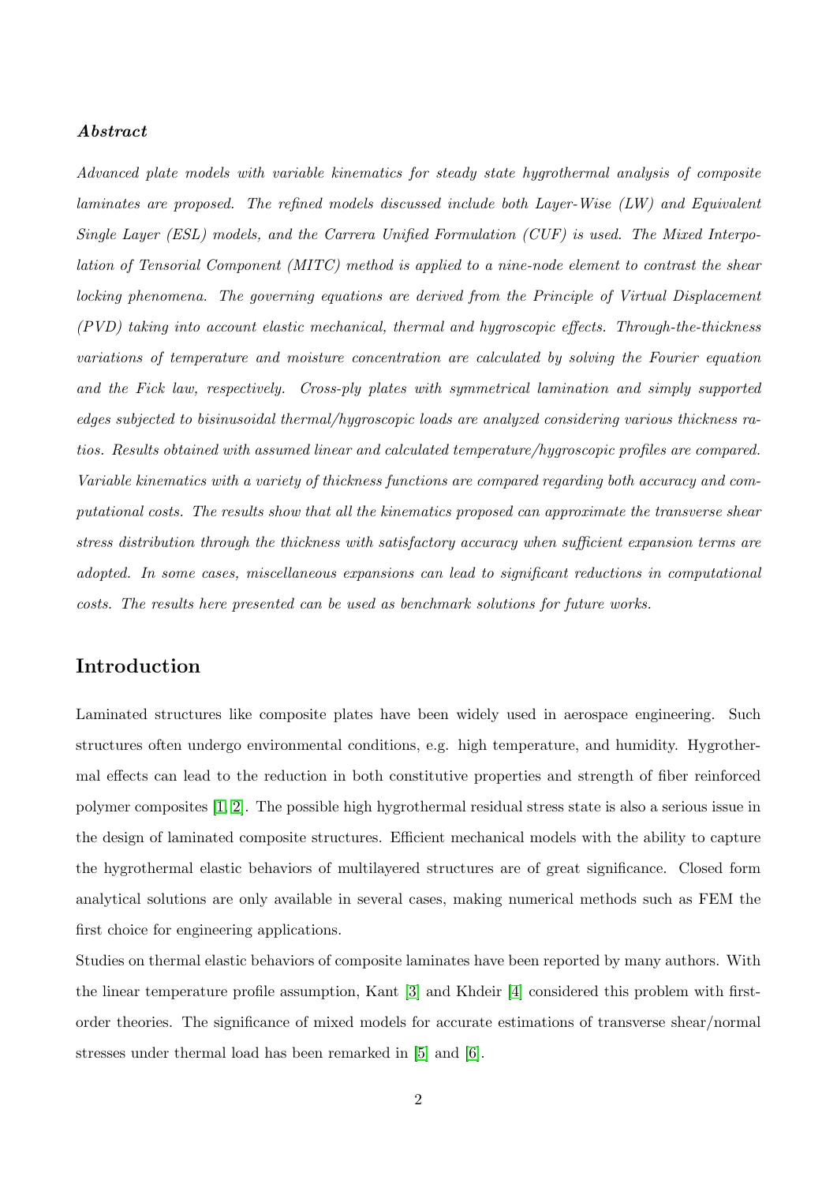***Abstract***

*Advanced plate models with variable kinematics for steady state hygrothermal analysis of composite laminates are proposed. The refined models discussed include both Layer-Wise (LW) and Equivalent Single Layer (ESL) models, and the Carrera Unified Formulation (CUF) is used. The Mixed Interpolation of Tensorial Component (MITC) method is applied to a nine-node element to contrast the shear locking phenomena. The governing equations are derived from the Principle of Virtual Displacement (PVD) taking into account elastic mechanical, thermal and hygroscopic effects. Through-the-thickness variations of temperature and moisture concentration are calculated by solving the Fourier equation and the Fick law, respectively. Cross-ply plates with symmetrical lamination and simply supported edges subjected to bisinusoidal thermal/hygroscopic loads are analyzed considering various thickness ratios. Results obtained with assumed linear and calculated temperature/hygroscopic profiles are compared. Variable kinematics with a variety of thickness functions are compared regarding both accuracy and computational costs. The results show that all the kinematics proposed can approximate the transverse shear stress distribution through the thickness with satisfactory accuracy when sufficient expansion terms are adopted. In some cases, miscellaneous expansions can lead to significant reductions in computational costs. The results here presented can be used as benchmark solutions for future works.*

## Introduction

Laminated structures like composite plates have been widely used in aerospace engineering. Such structures often undergo environmental conditions, e.g. high temperature, and humidity. Hygrothermal effects can lead to the reduction in both constitutive properties and strength of fiber reinforced polymer composites [1, 2]. The possible high hygrothermal residual stress state is also a serious issue in the design of laminated composite structures. Efficient mechanical models with the ability to capture the hygrothermal elastic behaviors of multilayered structures are of great significance. Closed form analytical solutions are only available in several cases, making numerical methods such as FEM the first choice for engineering applications.

Studies on thermal elastic behaviors of composite laminates have been reported by many authors. With the linear temperature profile assumption, Kant [3] and Khdeir [4] considered this problem with first-order theories. The significance of mixed models for accurate estimations of transverse shear/normal stresses under thermal load has been remarked in [5] and [6].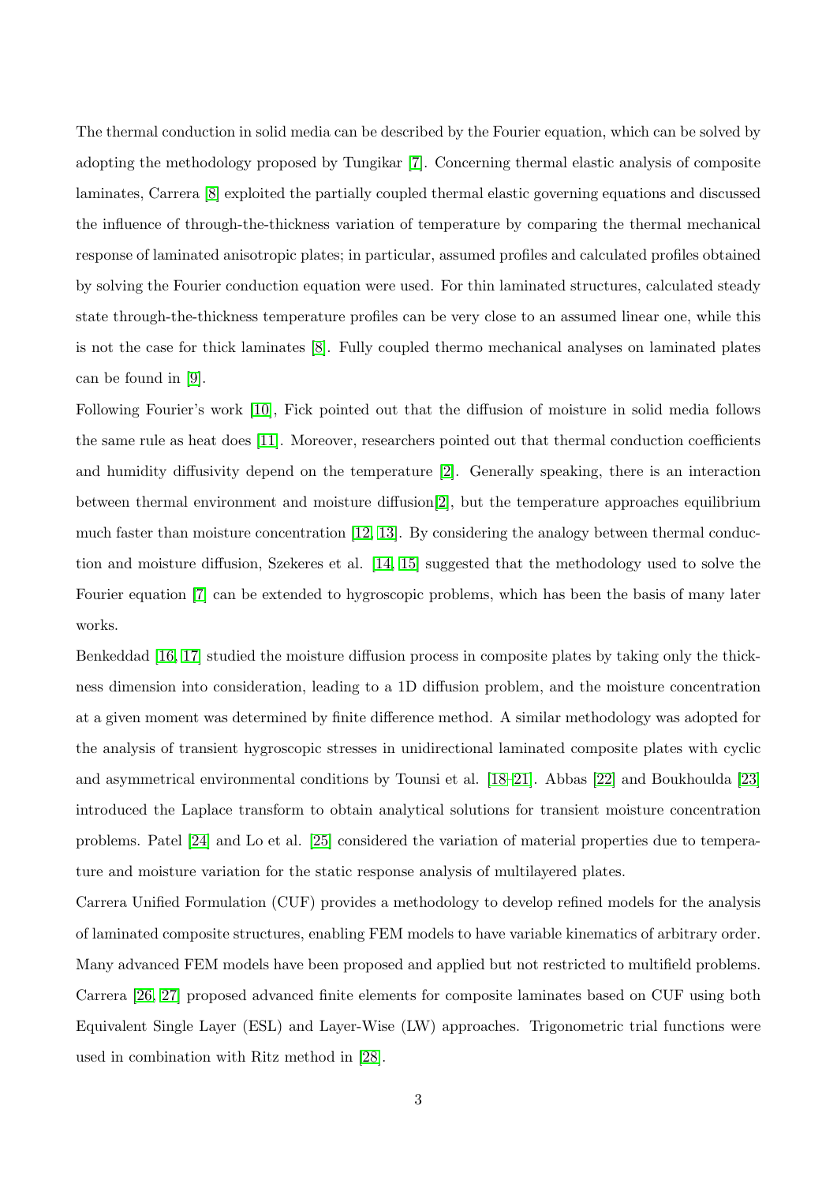The thermal conduction in solid media can be described by the Fourier equation, which can be solved by adopting the methodology proposed by Tungikar [7]. Concerning thermal elastic analysis of composite laminates, Carrera [8] exploited the partially coupled thermal elastic governing equations and discussed the influence of through-the-thickness variation of temperature by comparing the thermal mechanical response of laminated anisotropic plates; in particular, assumed profiles and calculated profiles obtained by solving the Fourier conduction equation were used. For thin laminated structures, calculated steady state through-the-thickness temperature profiles can be very close to an assumed linear one, while this is not the case for thick laminates [8]. Fully coupled thermo mechanical analyses on laminated plates can be found in [9].

Following Fourier's work [10], Fick pointed out that the diffusion of moisture in solid media follows the same rule as heat does [11]. Moreover, researchers pointed out that thermal conduction coefficients and humidity diffusivity depend on the temperature [2]. Generally speaking, there is an interaction between thermal environment and moisture diffusion[2], but the temperature approaches equilibrium much faster than moisture concentration [12, 13]. By considering the analogy between thermal conduction and moisture diffusion, Szekeres et al. [14, 15] suggested that the methodology used to solve the Fourier equation [7] can be extended to hygroscopic problems, which has been the basis of many later works.

Benkeddad [16, 17] studied the moisture diffusion process in composite plates by taking only the thickness dimension into consideration, leading to a 1D diffusion problem, and the moisture concentration at a given moment was determined by finite difference method. A similar methodology was adopted for the analysis of transient hygroscopic stresses in unidirectional laminated composite plates with cyclic and asymmetrical environmental conditions by Tounsi et al. [18–21]. Abbas [22] and Boukhoulda [23] introduced the Laplace transform to obtain analytical solutions for transient moisture concentration problems. Patel [24] and Lo et al. [25] considered the variation of material properties due to temperature and moisture variation for the static response analysis of multilayered plates.

Carrera Unified Formulation (CUF) provides a methodology to develop refined models for the analysis of laminated composite structures, enabling FEM models to have variable kinematics of arbitrary order. Many advanced FEM models have been proposed and applied but not restricted to multifield problems. Carrera [26, 27] proposed advanced finite elements for composite laminates based on CUF using both Equivalent Single Layer (ESL) and Layer-Wise (LW) approaches. Trigonometric trial functions were used in combination with Ritz method in [28].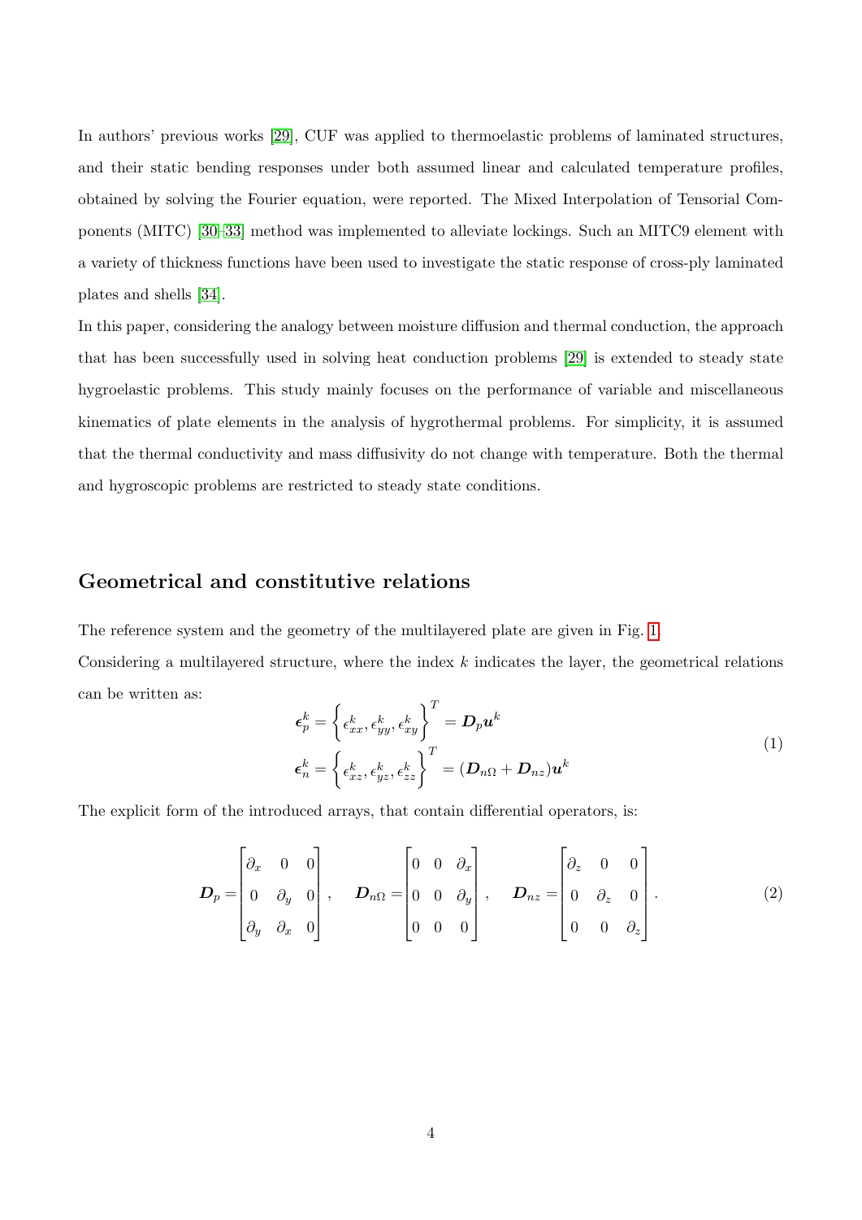In authors' previous works [29], CUF was applied to thermoelastic problems of laminated structures, and their static bending responses under both assumed linear and calculated temperature profiles, obtained by solving the Fourier equation, were reported. The Mixed Interpolation of Tensorial Components (MITC) [30–33] method was implemented to alleviate lockings. Such an MITC9 element with a variety of thickness functions have been used to investigate the static response of cross-ply laminated plates and shells [34].

In this paper, considering the analogy between moisture diffusion and thermal conduction, the approach that has been successfully used in solving heat conduction problems [29] is extended to steady state hygroelastic problems. This study mainly focuses on the performance of variable and miscellaneous kinematics of plate elements in the analysis of hygrothermal problems. For simplicity, it is assumed that the thermal conductivity and mass diffusivity do not change with temperature. Both the thermal and hygroscopic problems are restricted to steady state conditions.

## Geometrical and constitutive relations

The reference system and the geometry of the multilayered plate are given in Fig. 1.

Considering a multilayered structure, where the index $k$ indicates the layer, the geometrical relations can be written as:

$$
\begin{aligned}
\boldsymbol{\epsilon}_p^k &= \left\{ \epsilon_{xx}^k, \epsilon_{yy}^k, \epsilon_{xy}^k \right\}^T = \boldsymbol{D}_p \boldsymbol{u}^k \\
\boldsymbol{\epsilon}_n^k &= \left\{ \epsilon_{xz}^k, \epsilon_{yz}^k, \epsilon_{zz}^k \right\}^T = (\boldsymbol{D}_{n\Omega} + \boldsymbol{D}_{nz}) \boldsymbol{u}^k
\end{aligned}
\tag{1}
$$

The explicit form of the introduced arrays, that contain differential operators, is:

$$
\boldsymbol{D}_p = \begin{bmatrix} \partial_x & 0 & 0 \\ 0 & \partial_y & 0 \\ \partial_y & \partial_x & 0 \end{bmatrix}, \quad
\boldsymbol{D}_{n\Omega} = \begin{bmatrix} 0 & 0 & \partial_x \\ 0 & 0 & \partial_y \\ 0 & 0 & 0 \end{bmatrix}, \quad
\boldsymbol{D}_{nz} = \begin{bmatrix} \partial_z & 0 & 0 \\ 0 & \partial_z & 0 \\ 0 & 0 & \partial_z \end{bmatrix}.
\tag{2}
$$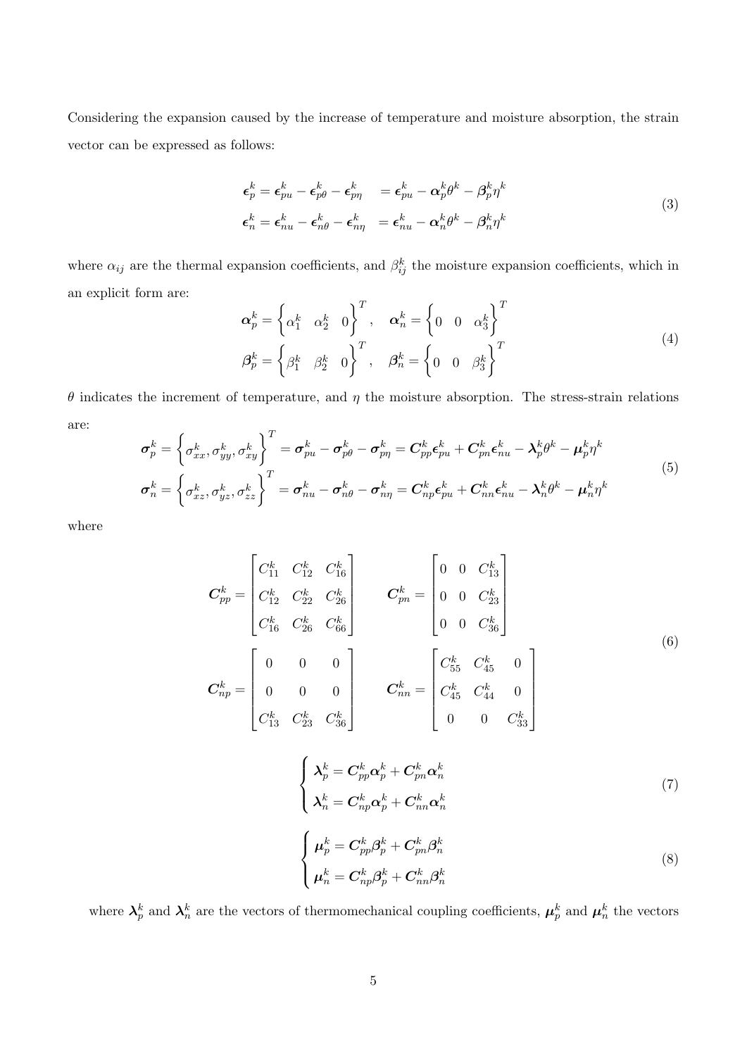Considering the expansion caused by the increase of temperature and moisture absorption, the strain vector can be expressed as follows:

$$
\begin{aligned}
\boldsymbol{\epsilon}_p^k = \boldsymbol{\epsilon}_{pu}^k - \boldsymbol{\epsilon}_{p\theta}^k - \boldsymbol{\epsilon}_{p\eta}^k &\quad = \boldsymbol{\epsilon}_{pu}^k - \boldsymbol{\alpha}_p^k \theta^k - \boldsymbol{\beta}_p^k \eta^k \\
\boldsymbol{\epsilon}_n^k = \boldsymbol{\epsilon}_{nu}^k - \boldsymbol{\epsilon}_{n\theta}^k - \boldsymbol{\epsilon}_{n\eta}^k &\quad = \boldsymbol{\epsilon}_{nu}^k - \boldsymbol{\alpha}_n^k \theta^k - \boldsymbol{\beta}_n^k \eta^k
\end{aligned}
\tag{3}
$$

where $\alpha_{ij}$ are the thermal expansion coefficients, and $\beta_{ij}^k$ the moisture expansion coefficients, which in an explicit form are:

$$
\begin{aligned}
\boldsymbol{\alpha}_p^k &= \left\{ \alpha_1^k \quad \alpha_2^k \quad 0 \right\}^T, \quad \boldsymbol{\alpha}_n^k = \left\{ 0 \quad 0 \quad \alpha_3^k \right\}^T \\
\boldsymbol{\beta}_p^k &= \left\{ \beta_1^k \quad \beta_2^k \quad 0 \right\}^T, \quad \boldsymbol{\beta}_n^k = \left\{ 0 \quad 0 \quad \beta_3^k \right\}^T
\end{aligned}
\tag{4}
$$

$\theta$ indicates the increment of temperature, and $\eta$ the moisture absorption. The stress-strain relations are:

$$
\begin{aligned}
\boldsymbol{\sigma}_p^k &= \left\{ \sigma_{xx}^k, \sigma_{yy}^k, \sigma_{xy}^k \right\}^T = \boldsymbol{\sigma}_{pu}^k - \boldsymbol{\sigma}_{p\theta}^k - \boldsymbol{\sigma}_{p\eta}^k = \boldsymbol{C}_{pp}^k \boldsymbol{\epsilon}_{pu}^k + \boldsymbol{C}_{pn}^k \boldsymbol{\epsilon}_{nu}^k - \boldsymbol{\lambda}_p^k \theta^k - \boldsymbol{\mu}_p^k \eta^k \\
\boldsymbol{\sigma}_n^k &= \left\{ \sigma_{xz}^k, \sigma_{yz}^k, \sigma_{zz}^k \right\}^T = \boldsymbol{\sigma}_{nu}^k - \boldsymbol{\sigma}_{n\theta}^k - \boldsymbol{\sigma}_{n\eta}^k = \boldsymbol{C}_{np}^k \boldsymbol{\epsilon}_{pu}^k + \boldsymbol{C}_{nn}^k \boldsymbol{\epsilon}_{nu}^k - \boldsymbol{\lambda}_n^k \theta^k - \boldsymbol{\mu}_n^k \eta^k
\end{aligned}
\tag{5}
$$

where

$$
\begin{aligned}
\boldsymbol{C}_{pp}^k &= \begin{bmatrix} C_{11}^k & C_{12}^k & C_{16}^k \\ C_{12}^k & C_{22}^k & C_{26}^k \\ C_{16}^k & C_{26}^k & C_{66}^k \end{bmatrix} \qquad \boldsymbol{C}_{pn}^k = \begin{bmatrix} 0 & 0 & C_{13}^k \\ 0 & 0 & C_{23}^k \\ 0 & 0 & C_{36}^k \end{bmatrix} \\
\boldsymbol{C}_{np}^k &= \begin{bmatrix} 0 & 0 & 0 \\ 0 & 0 & 0 \\ C_{13}^k & C_{23}^k & C_{36}^k \end{bmatrix} \qquad \boldsymbol{C}_{nn}^k = \begin{bmatrix} C_{55}^k & C_{45}^k & 0 \\ C_{45}^k & C_{44}^k & 0 \\ 0 & 0 & C_{33}^k \end{bmatrix}
\end{aligned}
\tag{6}
$$

$$
\begin{cases}
\boldsymbol{\lambda}_p^k = \boldsymbol{C}_{pp}^k \boldsymbol{\alpha}_p^k + \boldsymbol{C}_{pn}^k \boldsymbol{\alpha}_n^k \\
\boldsymbol{\lambda}_n^k = \boldsymbol{C}_{np}^k \boldsymbol{\alpha}_p^k + \boldsymbol{C}_{nn}^k \boldsymbol{\alpha}_n^k
\end{cases}
\tag{7}
$$

$$
\begin{cases}
\boldsymbol{\mu}_p^k = \boldsymbol{C}_{pp}^k \boldsymbol{\beta}_p^k + \boldsymbol{C}_{pn}^k \boldsymbol{\beta}_n^k \\
\boldsymbol{\mu}_n^k = \boldsymbol{C}_{np}^k \boldsymbol{\beta}_p^k + \boldsymbol{C}_{nn}^k \boldsymbol{\beta}_n^k
\end{cases}
\tag{8}
$$

where $\boldsymbol{\lambda}_p^k$ and $\boldsymbol{\lambda}_n^k$ are the vectors of thermomechanical coupling coefficients, $\boldsymbol{\mu}_p^k$ and $\boldsymbol{\mu}_n^k$ the vectors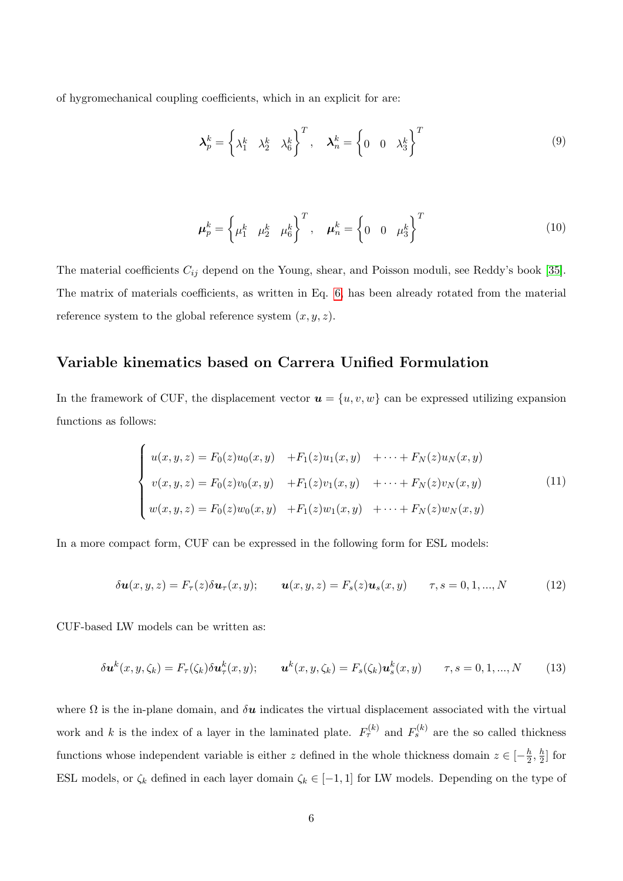of hygromechanical coupling coefficients, which in an explicit for are:

$$\boldsymbol{\lambda}_p^k = \left\{ \lambda_1^k \quad \lambda_2^k \quad \lambda_6^k \right\}^T, \quad \boldsymbol{\lambda}_n^k = \left\{ 0 \quad 0 \quad \lambda_3^k \right\}^T \tag{9}$$

$$\boldsymbol{\mu}_p^k = \left\{ \mu_1^k \quad \mu_2^k \quad \mu_6^k \right\}^T, \quad \boldsymbol{\mu}_n^k = \left\{ 0 \quad 0 \quad \mu_3^k \right\}^T \tag{10}$$

The material coefficients $C_{ij}$ depend on the Young, shear, and Poisson moduli, see Reddy's book [35]. The matrix of materials coefficients, as written in Eq. 6, has been already rotated from the material reference system to the global reference system $(x, y, z)$.

## Variable kinematics based on Carrera Unified Formulation

In the framework of CUF, the displacement vector $\boldsymbol{u} = \{u, v, w\}$ can be expressed utilizing expansion functions as follows:

$$\begin{cases} u(x,y,z) = F_0(z)u_0(x,y) \quad +F_1(z)u_1(x,y) \quad + \cdots + F_N(z)u_N(x,y) \\ v(x,y,z) = F_0(z)v_0(x,y) \quad +F_1(z)v_1(x,y) \quad + \cdots + F_N(z)v_N(x,y) \\ w(x,y,z) = F_0(z)w_0(x,y) \quad +F_1(z)w_1(x,y) \quad + \cdots + F_N(z)w_N(x,y) \end{cases} \tag{11}$$

In a more compact form, CUF can be expressed in the following form for ESL models:

$$\delta\boldsymbol{u}(x,y,z) = F_\tau(z)\delta\boldsymbol{u}_\tau(x,y); \qquad \boldsymbol{u}(x,y,z) = F_s(z)\boldsymbol{u}_s(x,y) \qquad \tau, s = 0, 1, ..., N \tag{12}$$

CUF-based LW models can be written as:

$$\delta\boldsymbol{u}^k(x,y,\zeta_k) = F_\tau(\zeta_k)\delta\boldsymbol{u}_\tau^k(x,y); \qquad \boldsymbol{u}^k(x,y,\zeta_k) = F_s(\zeta_k)\boldsymbol{u}_s^k(x,y) \qquad \tau, s = 0, 1, ..., N \tag{13}$$

where $\Omega$ is the in-plane domain, and $\delta\boldsymbol{u}$ indicates the virtual displacement associated with the virtual work and $k$ is the index of a layer in the laminated plate. $F_\tau^{(k)}$ and $F_s^{(k)}$ are the so called thickness functions whose independent variable is either $z$ defined in the whole thickness domain $z \in [-\frac{h}{2}, \frac{h}{2}]$ for ESL models, or $\zeta_k$ defined in each layer domain $\zeta_k \in [-1, 1]$ for LW models. Depending on the type of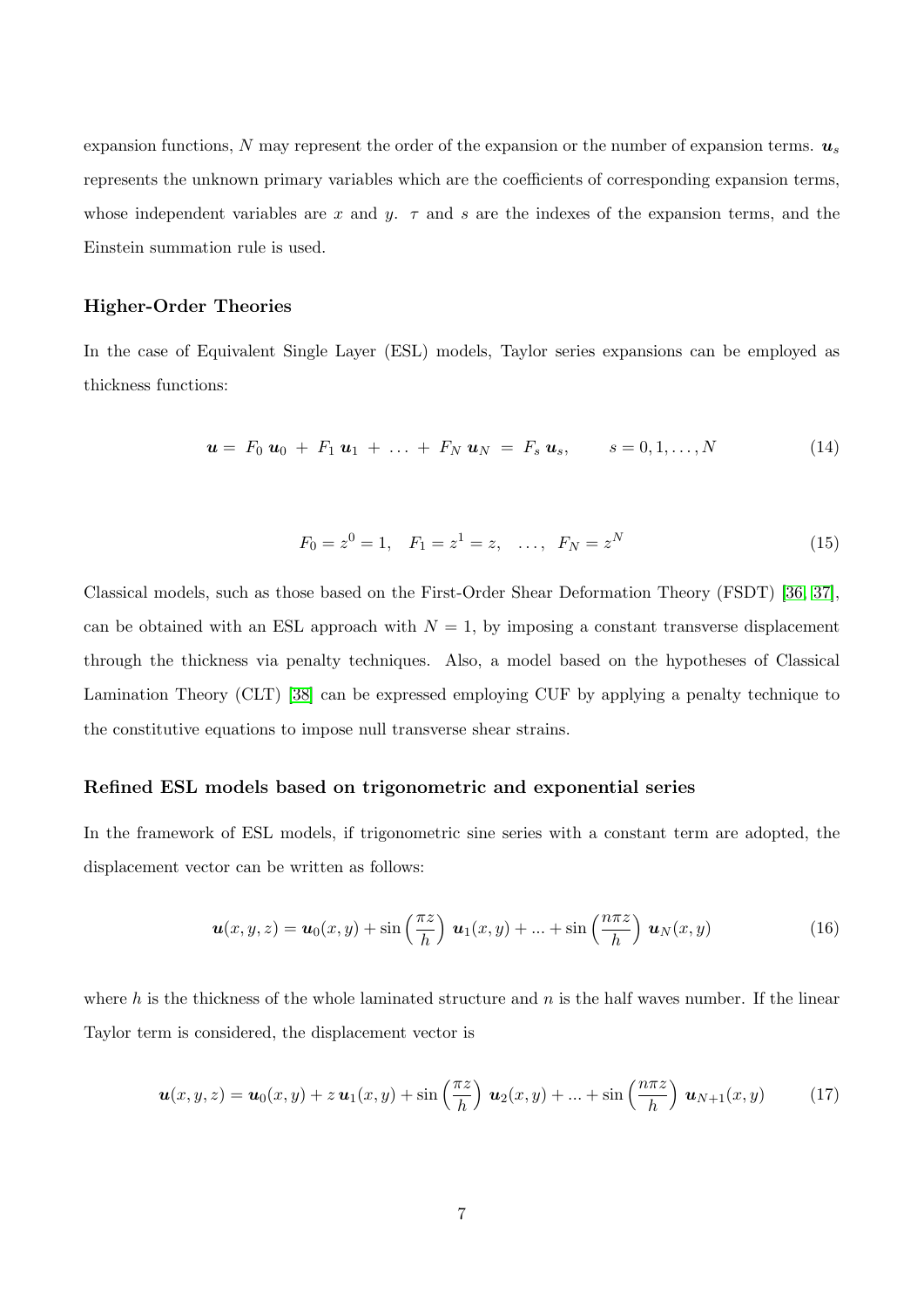expansion functions, $N$ may represent the order of the expansion or the number of expansion terms. $\boldsymbol{u}_s$ represents the unknown primary variables which are the coefficients of corresponding expansion terms, whose independent variables are $x$ and $y$. $\tau$ and $s$ are the indexes of the expansion terms, and the Einstein summation rule is used.

### Higher-Order Theories

In the case of Equivalent Single Layer (ESL) models, Taylor series expansions can be employed as thickness functions:

$$\boldsymbol{u} = F_0\, \boldsymbol{u}_0 + F_1\, \boldsymbol{u}_1 + \ldots + F_N\, \boldsymbol{u}_N = F_s\, \boldsymbol{u}_s, \qquad s = 0, 1, \ldots, N \tag{14}$$

$$F_0 = z^0 = 1, \quad F_1 = z^1 = z, \quad \ldots, \quad F_N = z^N \tag{15}$$

Classical models, such as those based on the First-Order Shear Deformation Theory (FSDT) [36, 37], can be obtained with an ESL approach with $N = 1$, by imposing a constant transverse displacement through the thickness via penalty techniques. Also, a model based on the hypotheses of Classical Lamination Theory (CLT) [38] can be expressed employing CUF by applying a penalty technique to the constitutive equations to impose null transverse shear strains.

### Refined ESL models based on trigonometric and exponential series

In the framework of ESL models, if trigonometric sine series with a constant term are adopted, the displacement vector can be written as follows:

$$\boldsymbol{u}(x, y, z) = \boldsymbol{u}_0(x, y) + \sin\left(\frac{\pi z}{h}\right)\, \boldsymbol{u}_1(x, y) + \ldots + \sin\left(\frac{n\pi z}{h}\right)\, \boldsymbol{u}_N(x, y) \tag{16}$$

where $h$ is the thickness of the whole laminated structure and $n$ is the half waves number. If the linear Taylor term is considered, the displacement vector is

$$\boldsymbol{u}(x, y, z) = \boldsymbol{u}_0(x, y) + z\, \boldsymbol{u}_1(x, y) + \sin\left(\frac{\pi z}{h}\right)\, \boldsymbol{u}_2(x, y) + \ldots + \sin\left(\frac{n\pi z}{h}\right)\, \boldsymbol{u}_{N+1}(x, y) \tag{17}$$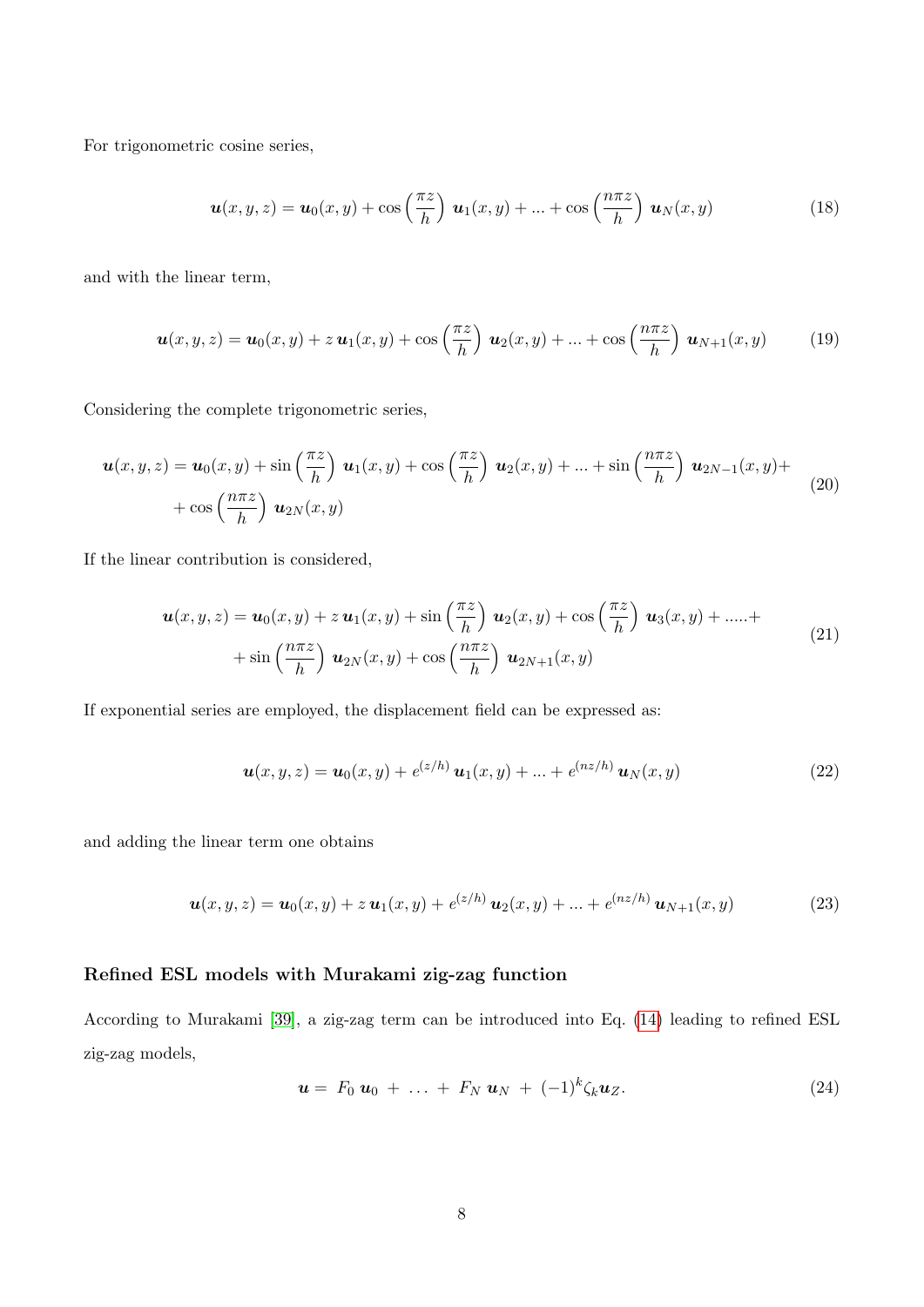For trigonometric cosine series,

$$\boldsymbol{u}(x,y,z) = \boldsymbol{u}_0(x,y) + \cos\left(\frac{\pi z}{h}\right)\, \boldsymbol{u}_1(x,y) + ... + \cos\left(\frac{n\pi z}{h}\right)\, \boldsymbol{u}_N(x,y) \tag{18}$$

and with the linear term,

$$\boldsymbol{u}(x,y,z) = \boldsymbol{u}_0(x,y) + z\,\boldsymbol{u}_1(x,y) + \cos\left(\frac{\pi z}{h}\right)\, \boldsymbol{u}_2(x,y) + ... + \cos\left(\frac{n\pi z}{h}\right)\, \boldsymbol{u}_{N+1}(x,y) \tag{19}$$

Considering the complete trigonometric series,

$$\begin{aligned}\boldsymbol{u}(x,y,z) = \boldsymbol{u}_0(x,y) + \sin\left(\frac{\pi z}{h}\right)\, \boldsymbol{u}_1(x,y) + \cos\left(\frac{\pi z}{h}\right)\, \boldsymbol{u}_2(x,y) + ... + \sin\left(\frac{n\pi z}{h}\right)\, \boldsymbol{u}_{2N-1}(x,y) + \\ + \cos\left(\frac{n\pi z}{h}\right)\, \boldsymbol{u}_{2N}(x,y)\end{aligned} \tag{20}$$

If the linear contribution is considered,

$$\begin{aligned}\boldsymbol{u}(x,y,z) = \boldsymbol{u}_0(x,y) + z\,\boldsymbol{u}_1(x,y) + \sin\left(\frac{\pi z}{h}\right)\, \boldsymbol{u}_2(x,y) + \cos\left(\frac{\pi z}{h}\right)\, \boldsymbol{u}_3(x,y) + .....+ \\ + \sin\left(\frac{n\pi z}{h}\right)\, \boldsymbol{u}_{2N}(x,y) + \cos\left(\frac{n\pi z}{h}\right)\, \boldsymbol{u}_{2N+1}(x,y)\end{aligned} \tag{21}$$

If exponential series are employed, the displacement field can be expressed as:

$$\boldsymbol{u}(x,y,z) = \boldsymbol{u}_0(x,y) + e^{(z/h)}\,\boldsymbol{u}_1(x,y) + ... + e^{(nz/h)}\,\boldsymbol{u}_N(x,y) \tag{22}$$

and adding the linear term one obtains

$$\boldsymbol{u}(x,y,z) = \boldsymbol{u}_0(x,y) + z\,\boldsymbol{u}_1(x,y) + e^{(z/h)}\,\boldsymbol{u}_2(x,y) + ... + e^{(nz/h)}\,\boldsymbol{u}_{N+1}(x,y) \tag{23}$$

**Refined ESL models with Murakami zig-zag function**

According to Murakami [39], a zig-zag term can be introduced into Eq. (14) leading to refined ESL zig-zag models,

$$\boldsymbol{u} = F_0\,\boldsymbol{u}_0 \,+\, \ldots \,+\, F_N\,\boldsymbol{u}_N \,+\, (-1)^k \zeta_k \boldsymbol{u}_Z. \tag{24}$$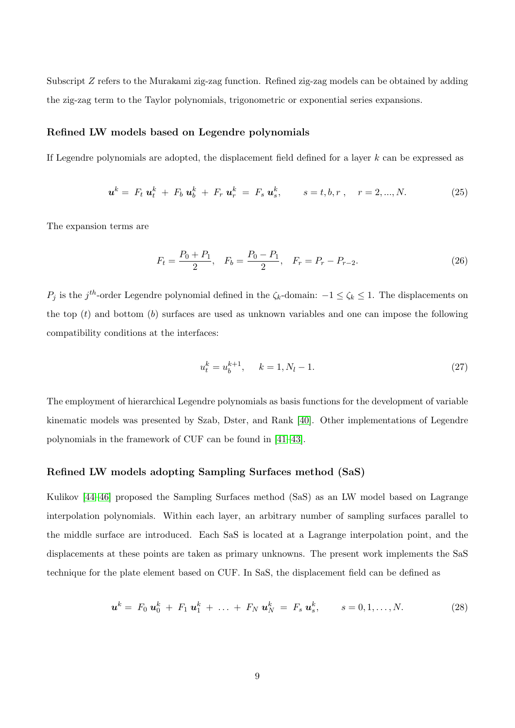Subscript $Z$ refers to the Murakami zig-zag function. Refined zig-zag models can be obtained by adding the zig-zag term to the Taylor polynomials, trigonometric or exponential series expansions.

### Refined LW models based on Legendre polynomials

If Legendre polynomials are adopted, the displacement field defined for a layer $k$ can be expressed as

$$\boldsymbol{u}^k = F_t \, \boldsymbol{u}_t^k + F_b \, \boldsymbol{u}_b^k + F_r \, \boldsymbol{u}_r^k = F_s \, \boldsymbol{u}_s^k, \qquad s = t, b, r, \quad r = 2, ..., N. \tag{25}$$

The expansion terms are

$$F_t = \frac{P_0 + P_1}{2}, \quad F_b = \frac{P_0 - P_1}{2}, \quad F_r = P_r - P_{r-2}. \tag{26}$$

$P_j$ is the $j^{th}$-order Legendre polynomial defined in the $\zeta_k$-domain: $-1 \leq \zeta_k \leq 1$. The displacements on the top ($t$) and bottom ($b$) surfaces are used as unknown variables and one can impose the following compatibility conditions at the interfaces:

$$u_t^k = u_b^{k+1}, \quad k = 1, N_l - 1. \tag{27}$$

The employment of hierarchical Legendre polynomials as basis functions for the development of variable kinematic models was presented by Szab, Dster, and Rank [40]. Other implementations of Legendre polynomials in the framework of CUF can be found in [41–43].

### Refined LW models adopting Sampling Surfaces method (SaS)

Kulikov [44–46] proposed the Sampling Surfaces method (SaS) as an LW model based on Lagrange interpolation polynomials. Within each layer, an arbitrary number of sampling surfaces parallel to the middle surface are introduced. Each SaS is located at a Lagrange interpolation point, and the displacements at these points are taken as primary unknowns. The present work implements the SaS technique for the plate element based on CUF. In SaS, the displacement field can be defined as

$$\boldsymbol{u}^k = F_0 \, \boldsymbol{u}_0^k + F_1 \, \boldsymbol{u}_1^k + \ldots + F_N \, \boldsymbol{u}_N^k = F_s \, \boldsymbol{u}_s^k, \qquad s = 0, 1, \ldots, N. \tag{28}$$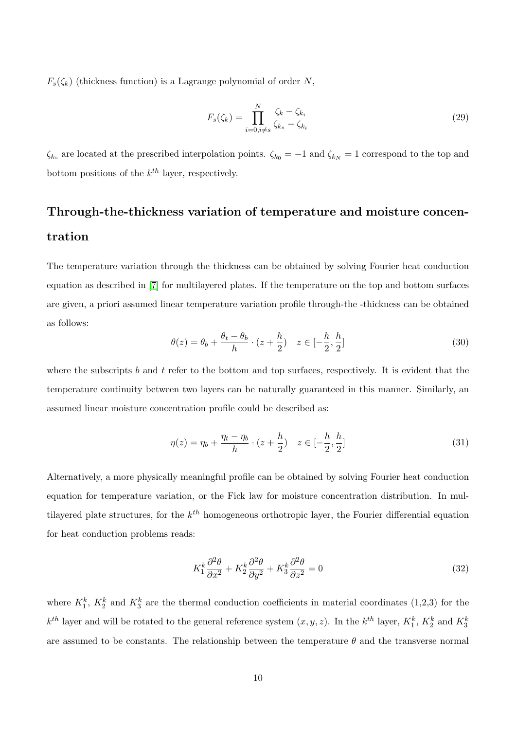$F_s(\zeta_k)$ (thickness function) is a Lagrange polynomial of order $N$,

$$F_s(\zeta_k) = \prod_{i=0, i \neq s}^{N} \frac{\zeta_k - \zeta_{k_i}}{\zeta_{k_s} - \zeta_{k_i}} \tag{29}$$

$\zeta_{k_s}$ are located at the prescribed interpolation points. $\zeta_{k_0} = -1$ and $\zeta_{k_N} = 1$ correspond to the top and bottom positions of the $k^{th}$ layer, respectively.

## Through-the-thickness variation of temperature and moisture concentration

The temperature variation through the thickness can be obtained by solving Fourier heat conduction equation as described in [7] for multilayered plates. If the temperature on the top and bottom surfaces are given, a priori assumed linear temperature variation profile through-the -thickness can be obtained as follows:

$$\theta(z) = \theta_b + \frac{\theta_t - \theta_b}{h} \cdot (z + \frac{h}{2}) \quad z \in [-\frac{h}{2}, \frac{h}{2}] \tag{30}$$

where the subscripts $b$ and $t$ refer to the bottom and top surfaces, respectively. It is evident that the temperature continuity between two layers can be naturally guaranteed in this manner. Similarly, an assumed linear moisture concentration profile could be described as:

$$\eta(z) = \eta_b + \frac{\eta_t - \eta_b}{h} \cdot (z + \frac{h}{2}) \quad z \in [-\frac{h}{2}, \frac{h}{2}] \tag{31}$$

Alternatively, a more physically meaningful profile can be obtained by solving Fourier heat conduction equation for temperature variation, or the Fick law for moisture concentration distribution. In multilayered plate structures, for the $k^{th}$ homogeneous orthotropic layer, the Fourier differential equation for heat conduction problems reads:

$$K_1^k \frac{\partial^2 \theta}{\partial x^2} + K_2^k \frac{\partial^2 \theta}{\partial y^2} + K_3^k \frac{\partial^2 \theta}{\partial z^2} = 0 \tag{32}$$

where $K_1^k$, $K_2^k$ and $K_3^k$ are the thermal conduction coefficients in material coordinates (1,2,3) for the $k^{th}$ layer and will be rotated to the general reference system $(x, y, z)$. In the $k^{th}$ layer, $K_1^k$, $K_2^k$ and $K_3^k$ are assumed to be constants. The relationship between the temperature $\theta$ and the transverse normal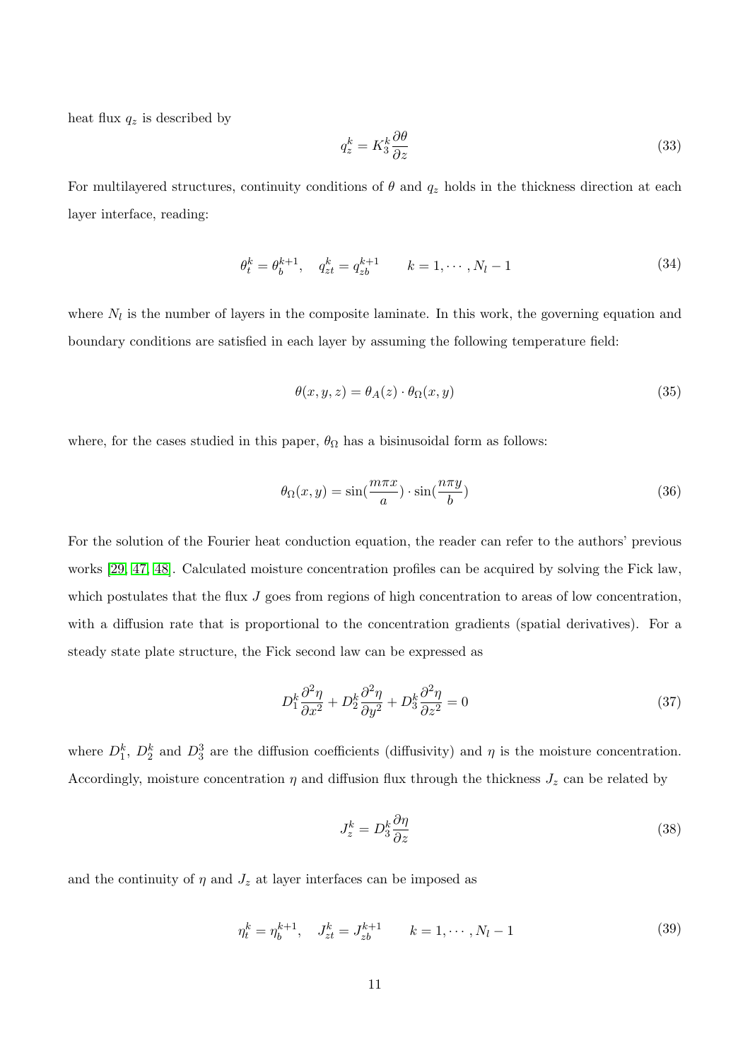heat flux $q_z$ is described by

$$q_z^k = K_3^k \frac{\partial \theta}{\partial z} \tag{33}$$

For multilayered structures, continuity conditions of $\theta$ and $q_z$ holds in the thickness direction at each layer interface, reading:

$$\theta_t^k = \theta_b^{k+1}, \quad q_{zt}^k = q_{zb}^{k+1} \qquad k = 1, \cdots, N_l - 1 \tag{34}$$

where $N_l$ is the number of layers in the composite laminate. In this work, the governing equation and boundary conditions are satisfied in each layer by assuming the following temperature field:

$$\theta(x, y, z) = \theta_A(z) \cdot \theta_\Omega(x, y) \tag{35}$$

where, for the cases studied in this paper, $\theta_\Omega$ has a bisinusoidal form as follows:

$$\theta_\Omega(x, y) = \sin(\frac{m\pi x}{a}) \cdot \sin(\frac{n\pi y}{b}) \tag{36}$$

For the solution of the Fourier heat conduction equation, the reader can refer to the authors' previous works [29, 47, 48]. Calculated moisture concentration profiles can be acquired by solving the Fick law, which postulates that the flux $J$ goes from regions of high concentration to areas of low concentration, with a diffusion rate that is proportional to the concentration gradients (spatial derivatives). For a steady state plate structure, the Fick second law can be expressed as

$$D_1^k \frac{\partial^2 \eta}{\partial x^2} + D_2^k \frac{\partial^2 \eta}{\partial y^2} + D_3^k \frac{\partial^2 \eta}{\partial z^2} = 0 \tag{37}$$

where $D_1^k$, $D_2^k$ and $D_3^3$ are the diffusion coefficients (diffusivity) and $\eta$ is the moisture concentration. Accordingly, moisture concentration $\eta$ and diffusion flux through the thickness $J_z$ can be related by

$$J_z^k = D_3^k \frac{\partial \eta}{\partial z} \tag{38}$$

and the continuity of $\eta$ and $J_z$ at layer interfaces can be imposed as

$$\eta_t^k = \eta_b^{k+1}, \quad J_{zt}^k = J_{zb}^{k+1} \qquad k = 1, \cdots, N_l - 1 \tag{39}$$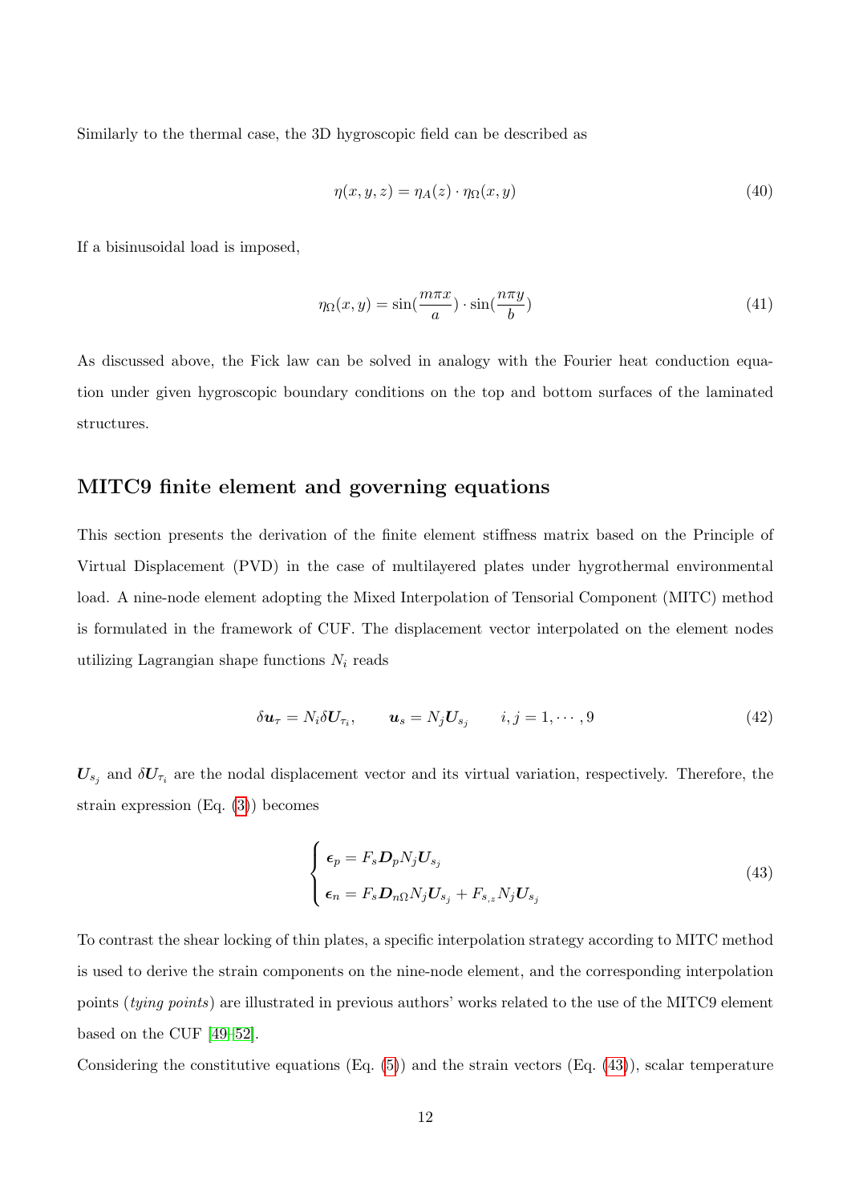Similarly to the thermal case, the 3D hygroscopic field can be described as

$$\eta(x, y, z) = \eta_A(z) \cdot \eta_\Omega(x, y) \tag{40}$$

If a bisinusoidal load is imposed,

$$\eta_\Omega(x, y) = \sin(\frac{m\pi x}{a}) \cdot \sin(\frac{n\pi y}{b}) \tag{41}$$

As discussed above, the Fick law can be solved in analogy with the Fourier heat conduction equation under given hygroscopic boundary conditions on the top and bottom surfaces of the laminated structures.

## MITC9 finite element and governing equations

This section presents the derivation of the finite element stiffness matrix based on the Principle of Virtual Displacement (PVD) in the case of multilayered plates under hygrothermal environmental load. A nine-node element adopting the Mixed Interpolation of Tensorial Component (MITC) method is formulated in the framework of CUF. The displacement vector interpolated on the element nodes utilizing Lagrangian shape functions $N_i$ reads

$$\delta \boldsymbol{u}_\tau = N_i \delta \boldsymbol{U}_{\tau_i}, \qquad \boldsymbol{u}_s = N_j \boldsymbol{U}_{s_j} \qquad i, j = 1, \cdots, 9 \tag{42}$$

$\boldsymbol{U}_{s_j}$ and $\delta \boldsymbol{U}_{\tau_i}$ are the nodal displacement vector and its virtual variation, respectively. Therefore, the strain expression (Eq. (3)) becomes

$$\begin{cases} \boldsymbol{\epsilon}_p = F_s \boldsymbol{D}_p N_j \boldsymbol{U}_{s_j} \\ \boldsymbol{\epsilon}_n = F_s \boldsymbol{D}_{n\Omega} N_j \boldsymbol{U}_{s_j} + F_{s,_z} N_j \boldsymbol{U}_{s_j} \end{cases} \tag{43}$$

To contrast the shear locking of thin plates, a specific interpolation strategy according to MITC method is used to derive the strain components on the nine-node element, and the corresponding interpolation points (*tying points*) are illustrated in previous authors' works related to the use of the MITC9 element based on the CUF [49–52].

Considering the constitutive equations (Eq. (5)) and the strain vectors (Eq. (43)), scalar temperature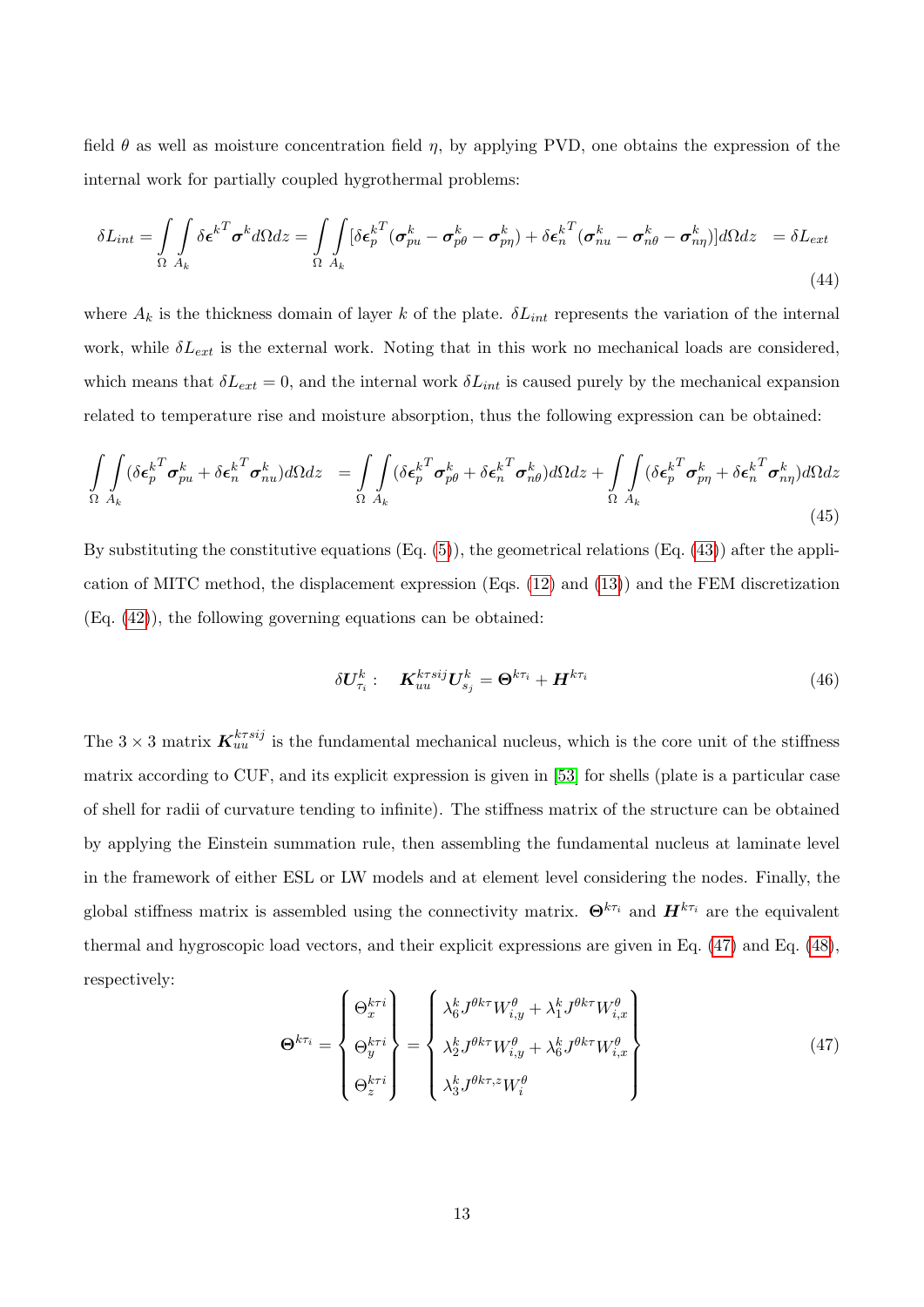field $\theta$ as well as moisture concentration field $\eta$, by applying PVD, one obtains the expression of the internal work for partially coupled hygrothermal problems:

$$\delta L_{int} = \int\limits_{\Omega}\int\limits_{A_k} \delta\boldsymbol{\epsilon}^{k^T}\boldsymbol{\sigma}^k d\Omega dz = \int\limits_{\Omega}\int\limits_{A_k} [\delta\boldsymbol{\epsilon}_p^{k^T}(\boldsymbol{\sigma}_{pu}^k - \boldsymbol{\sigma}_{p\theta}^k - \boldsymbol{\sigma}_{p\eta}^k) + \delta\boldsymbol{\epsilon}_n^{k^T}(\boldsymbol{\sigma}_{nu}^k - \boldsymbol{\sigma}_{n\theta}^k - \boldsymbol{\sigma}_{n\eta}^k)] d\Omega dz \quad = \delta L_{ext} \tag{44}$$

where $A_k$ is the thickness domain of layer $k$ of the plate. $\delta L_{int}$ represents the variation of the internal work, while $\delta L_{ext}$ is the external work. Noting that in this work no mechanical loads are considered, which means that $\delta L_{ext} = 0$, and the internal work $\delta L_{int}$ is caused purely by the mechanical expansion related to temperature rise and moisture absorption, thus the following expression can be obtained:

$$\int\limits_{\Omega}\int\limits_{A_k} (\delta\boldsymbol{\epsilon}_p^{k^T}\boldsymbol{\sigma}_{pu}^k + \delta\boldsymbol{\epsilon}_n^{k^T}\boldsymbol{\sigma}_{nu}^k) d\Omega dz \quad = \int\limits_{\Omega}\int\limits_{A_k} (\delta\boldsymbol{\epsilon}_p^{k^T}\boldsymbol{\sigma}_{p\theta}^k + \delta\boldsymbol{\epsilon}_n^{k^T}\boldsymbol{\sigma}_{n\theta}^k) d\Omega dz + \int\limits_{\Omega}\int\limits_{A_k} (\delta\boldsymbol{\epsilon}_p^{k^T}\boldsymbol{\sigma}_{p\eta}^k + \delta\boldsymbol{\epsilon}_n^{k^T}\boldsymbol{\sigma}_{n\eta}^k) d\Omega dz \tag{45}$$

By substituting the constitutive equations (Eq. (5)), the geometrical relations (Eq. (43)) after the application of MITC method, the displacement expression (Eqs. (12) and (13)) and the FEM discretization (Eq. (42)), the following governing equations can be obtained:

$$\delta \boldsymbol{U}_{\tau_i}^k : \quad \boldsymbol{K}_{uu}^{k\tau sij}\boldsymbol{U}_{s_j}^k = \boldsymbol{\Theta}^{k\tau_i} + \boldsymbol{H}^{k\tau_i} \tag{46}$$

The $3 \times 3$ matrix $\boldsymbol{K}_{uu}^{k\tau sij}$ is the fundamental mechanical nucleus, which is the core unit of the stiffness matrix according to CUF, and its explicit expression is given in [53] for shells (plate is a particular case of shell for radii of curvature tending to infinite). The stiffness matrix of the structure can be obtained by applying the Einstein summation rule, then assembling the fundamental nucleus at laminate level in the framework of either ESL or LW models and at element level considering the nodes. Finally, the global stiffness matrix is assembled using the connectivity matrix. $\boldsymbol{\Theta}^{k\tau_i}$ and $\boldsymbol{H}^{k\tau_i}$ are the equivalent thermal and hygroscopic load vectors, and their explicit expressions are given in Eq. (47) and Eq. (48), respectively:

$$\boldsymbol{\Theta}^{k\tau_i} = \begin{Bmatrix} \Theta_x^{k\tau i} \\ \Theta_y^{k\tau i} \\ \Theta_z^{k\tau i} \end{Bmatrix} = \begin{Bmatrix} \lambda_6^k J^{\theta k\tau} W_{i,y}^{\theta} + \lambda_1^k J^{\theta k\tau} W_{i,x}^{\theta} \\ \lambda_2^k J^{\theta k\tau} W_{i,y}^{\theta} + \lambda_6^k J^{\theta k\tau} W_{i,x}^{\theta} \\ \lambda_3^k J^{\theta k\tau,z} W_i^{\theta} \end{Bmatrix} \tag{47}$$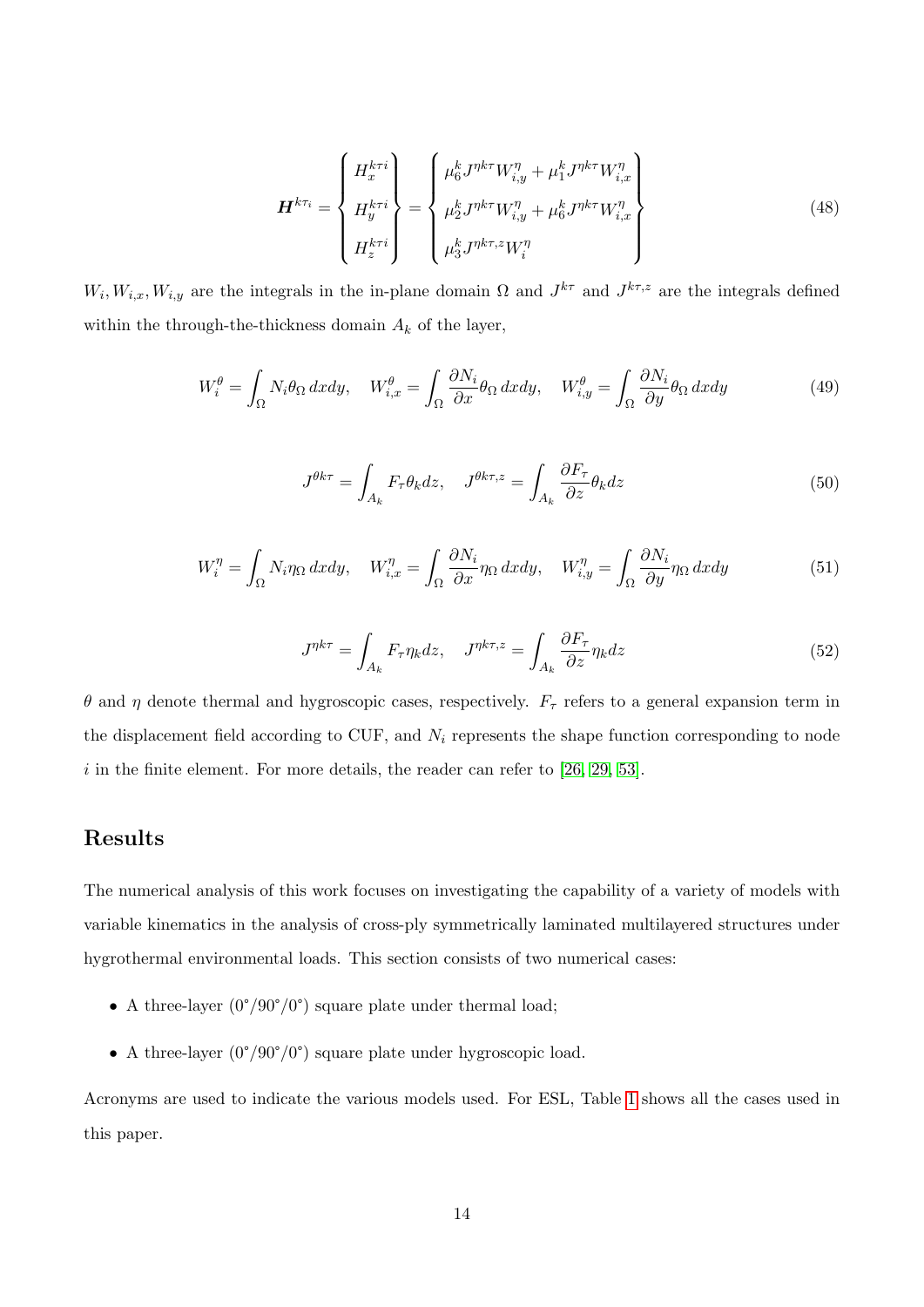$$
\boldsymbol{H}^{k\tau_i} = \begin{Bmatrix} H_x^{k\tau i} \\ H_y^{k\tau i} \\ H_z^{k\tau i} \end{Bmatrix} = \begin{Bmatrix} \mu_6^k J^{\eta k\tau} W_{i,y}^{\eta} + \mu_1^k J^{\eta k\tau} W_{i,x}^{\eta} \\ \mu_2^k J^{\eta k\tau} W_{i,y}^{\eta} + \mu_6^k J^{\eta k\tau} W_{i,x}^{\eta} \\ \mu_3^k J^{\eta k\tau,z} W_i^{\eta} \end{Bmatrix} \tag{48}
$$

$W_i, W_{i,x}, W_{i,y}$ are the integrals in the in-plane domain $\Omega$ and $J^{k\tau}$ and $J^{k\tau,z}$ are the integrals defined within the through-the-thickness domain $A_k$ of the layer,

$$
W_i^{\theta} = \int_{\Omega} N_i \theta_{\Omega}\, dxdy, \quad W_{i,x}^{\theta} = \int_{\Omega} \frac{\partial N_i}{\partial x} \theta_{\Omega}\, dxdy, \quad W_{i,y}^{\theta} = \int_{\Omega} \frac{\partial N_i}{\partial y} \theta_{\Omega}\, dxdy \tag{49}
$$

$$
J^{\theta k\tau} = \int_{A_k} F_{\tau} \theta_k dz, \quad J^{\theta k\tau,z} = \int_{A_k} \frac{\partial F_{\tau}}{\partial z} \theta_k dz \tag{50}
$$

$$
W_i^{\eta} = \int_{\Omega} N_i \eta_{\Omega}\, dxdy, \quad W_{i,x}^{\eta} = \int_{\Omega} \frac{\partial N_i}{\partial x} \eta_{\Omega}\, dxdy, \quad W_{i,y}^{\eta} = \int_{\Omega} \frac{\partial N_i}{\partial y} \eta_{\Omega}\, dxdy \tag{51}
$$

$$
J^{\eta k\tau} = \int_{A_k} F_{\tau} \eta_k dz, \quad J^{\eta k\tau,z} = \int_{A_k} \frac{\partial F_{\tau}}{\partial z} \eta_k dz \tag{52}
$$

$\theta$ and $\eta$ denote thermal and hygroscopic cases, respectively. $F_{\tau}$ refers to a general expansion term in the displacement field according to CUF, and $N_i$ represents the shape function corresponding to node $i$ in the finite element. For more details, the reader can refer to [26, 29, 53].

## Results

The numerical analysis of this work focuses on investigating the capability of a variety of models with variable kinematics in the analysis of cross-ply symmetrically laminated multilayered structures under hygrothermal environmental loads. This section consists of two numerical cases:

- A three-layer (0°/90°/0°) square plate under thermal load;
- A three-layer (0°/90°/0°) square plate under hygroscopic load.

Acronyms are used to indicate the various models used. For ESL, Table 1 shows all the cases used in this paper.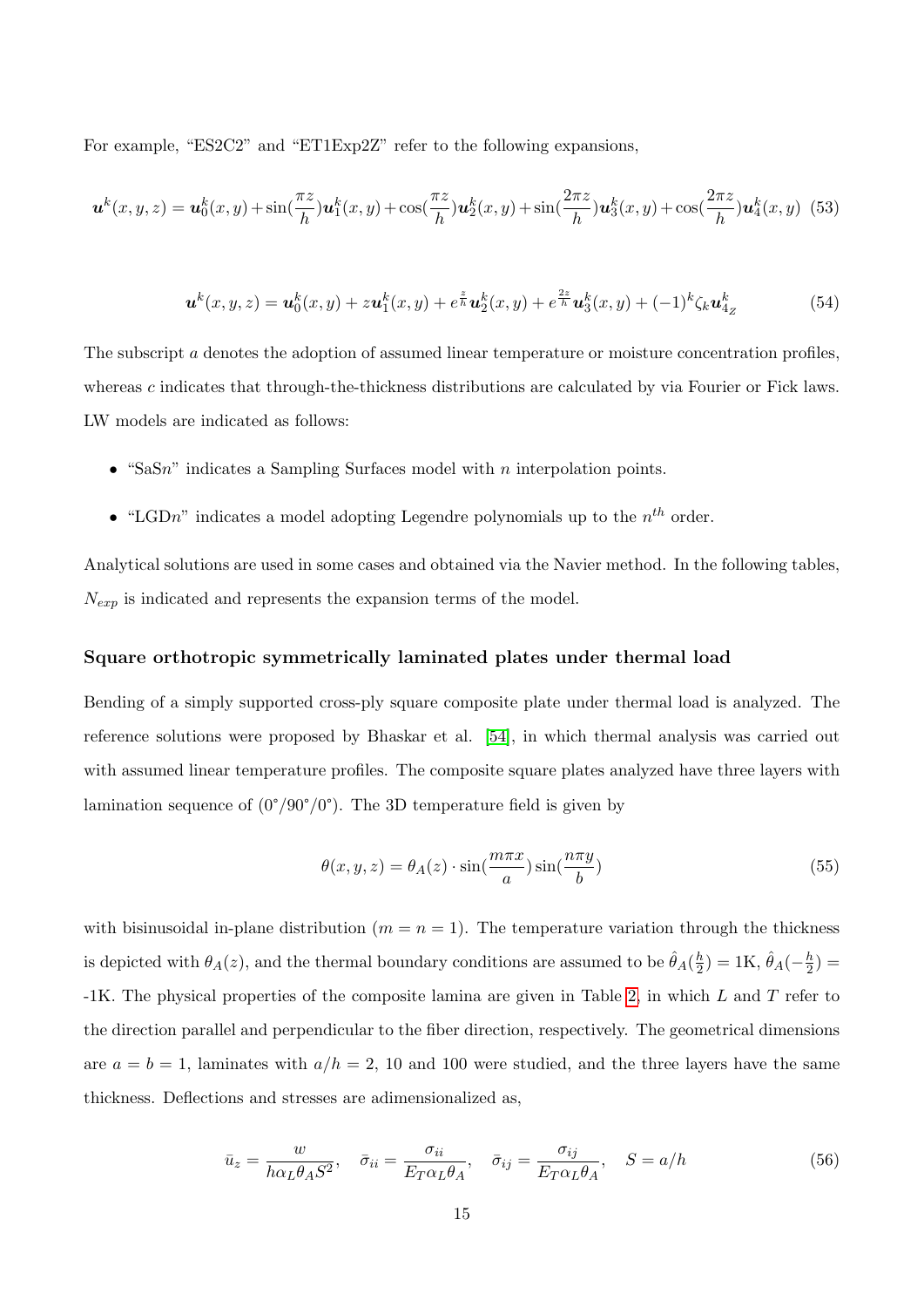For example, "ES2C2" and "ET1Exp2Z" refer to the following expansions,

$$\boldsymbol{u}^k(x,y,z) = \boldsymbol{u}_0^k(x,y) + \sin(\frac{\pi z}{h})\boldsymbol{u}_1^k(x,y) + \cos(\frac{\pi z}{h})\boldsymbol{u}_2^k(x,y) + \sin(\frac{2\pi z}{h})\boldsymbol{u}_3^k(x,y) + \cos(\frac{2\pi z}{h})\boldsymbol{u}_4^k(x,y) \quad (53)$$

$$\boldsymbol{u}^k(x,y,z) = \boldsymbol{u}_0^k(x,y) + z\boldsymbol{u}_1^k(x,y) + e^{\frac{z}{h}}\boldsymbol{u}_2^k(x,y) + e^{\frac{2z}{h}}\boldsymbol{u}_3^k(x,y) + (-1)^k\zeta_k\boldsymbol{u}_{4_Z}^k \quad (54)$$

The subscript $a$ denotes the adoption of assumed linear temperature or moisture concentration profiles, whereas $c$ indicates that through-the-thickness distributions are calculated by via Fourier or Fick laws. LW models are indicated as follows:

- "SaS$n$" indicates a Sampling Surfaces model with $n$ interpolation points.
- "LGD$n$" indicates a model adopting Legendre polynomials up to the $n^{th}$ order.

Analytical solutions are used in some cases and obtained via the Navier method. In the following tables, $N_{exp}$ is indicated and represents the expansion terms of the model.

### Square orthotropic symmetrically laminated plates under thermal load

Bending of a simply supported cross-ply square composite plate under thermal load is analyzed. The reference solutions were proposed by Bhaskar et al. [54], in which thermal analysis was carried out with assumed linear temperature profiles. The composite square plates analyzed have three layers with lamination sequence of (0°/90°/0°). The 3D temperature field is given by

$$\theta(x,y,z) = \theta_A(z) \cdot \sin(\frac{m\pi x}{a})\sin(\frac{n\pi y}{b}) \quad (55)$$

with bisinusoidal in-plane distribution ($m = n = 1$). The temperature variation through the thickness is depicted with $\theta_A(z)$, and the thermal boundary conditions are assumed to be $\hat{\theta}_A(\frac{h}{2}) = 1\text{K}$, $\hat{\theta}_A(-\frac{h}{2}) =$ -1K. The physical properties of the composite lamina are given in Table 2, in which $L$ and $T$ refer to the direction parallel and perpendicular to the fiber direction, respectively. The geometrical dimensions are $a = b = 1$, laminates with $a/h = 2$, 10 and 100 were studied, and the three layers have the same thickness. Deflections and stresses are adimensionalized as,

$$\bar{u}_z = \frac{w}{h\alpha_L\theta_A S^2}, \quad \bar{\sigma}_{ii} = \frac{\sigma_{ii}}{E_T\alpha_L\theta_A}, \quad \bar{\sigma}_{ij} = \frac{\sigma_{ij}}{E_T\alpha_L\theta_A}, \quad S = a/h \quad (56)$$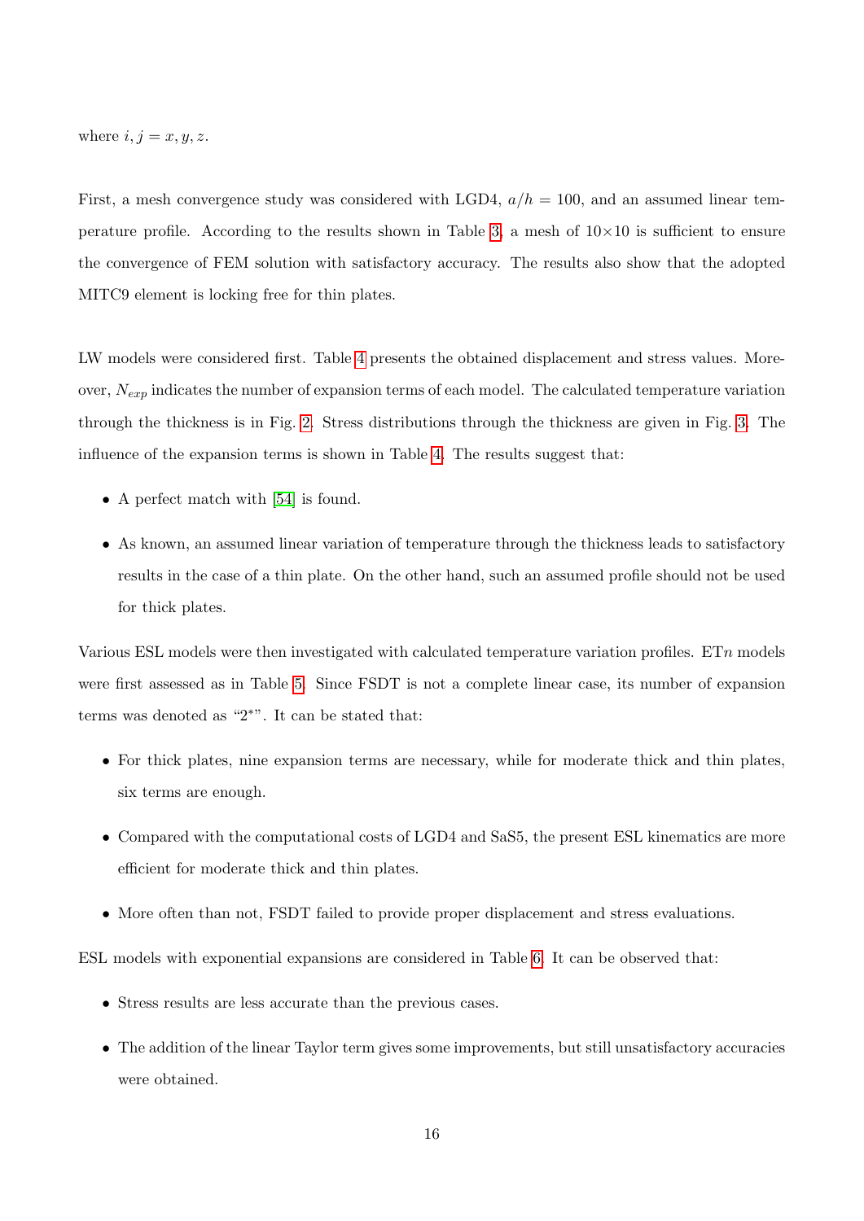where $i, j = x, y, z$.

First, a mesh convergence study was considered with LGD4, $a/h = 100$, and an assumed linear temperature profile. According to the results shown in Table 3, a mesh of $10\times10$ is sufficient to ensure the convergence of FEM solution with satisfactory accuracy. The results also show that the adopted MITC9 element is locking free for thin plates.

LW models were considered first. Table 4 presents the obtained displacement and stress values. Moreover, $N_{exp}$ indicates the number of expansion terms of each model. The calculated temperature variation through the thickness is in Fig. 2. Stress distributions through the thickness are given in Fig. 3. The influence of the expansion terms is shown in Table 4. The results suggest that:

- A perfect match with [54] is found.
- As known, an assumed linear variation of temperature through the thickness leads to satisfactory results in the case of a thin plate. On the other hand, such an assumed profile should not be used for thick plates.

Various ESL models were then investigated with calculated temperature variation profiles. ET$n$ models were first assessed as in Table 5. Since FSDT is not a complete linear case, its number of expansion terms was denoted as "2*". It can be stated that:

- For thick plates, nine expansion terms are necessary, while for moderate thick and thin plates, six terms are enough.
- Compared with the computational costs of LGD4 and SaS5, the present ESL kinematics are more efficient for moderate thick and thin plates.
- More often than not, FSDT failed to provide proper displacement and stress evaluations.

ESL models with exponential expansions are considered in Table 6. It can be observed that:

- Stress results are less accurate than the previous cases.
- The addition of the linear Taylor term gives some improvements, but still unsatisfactory accuracies were obtained.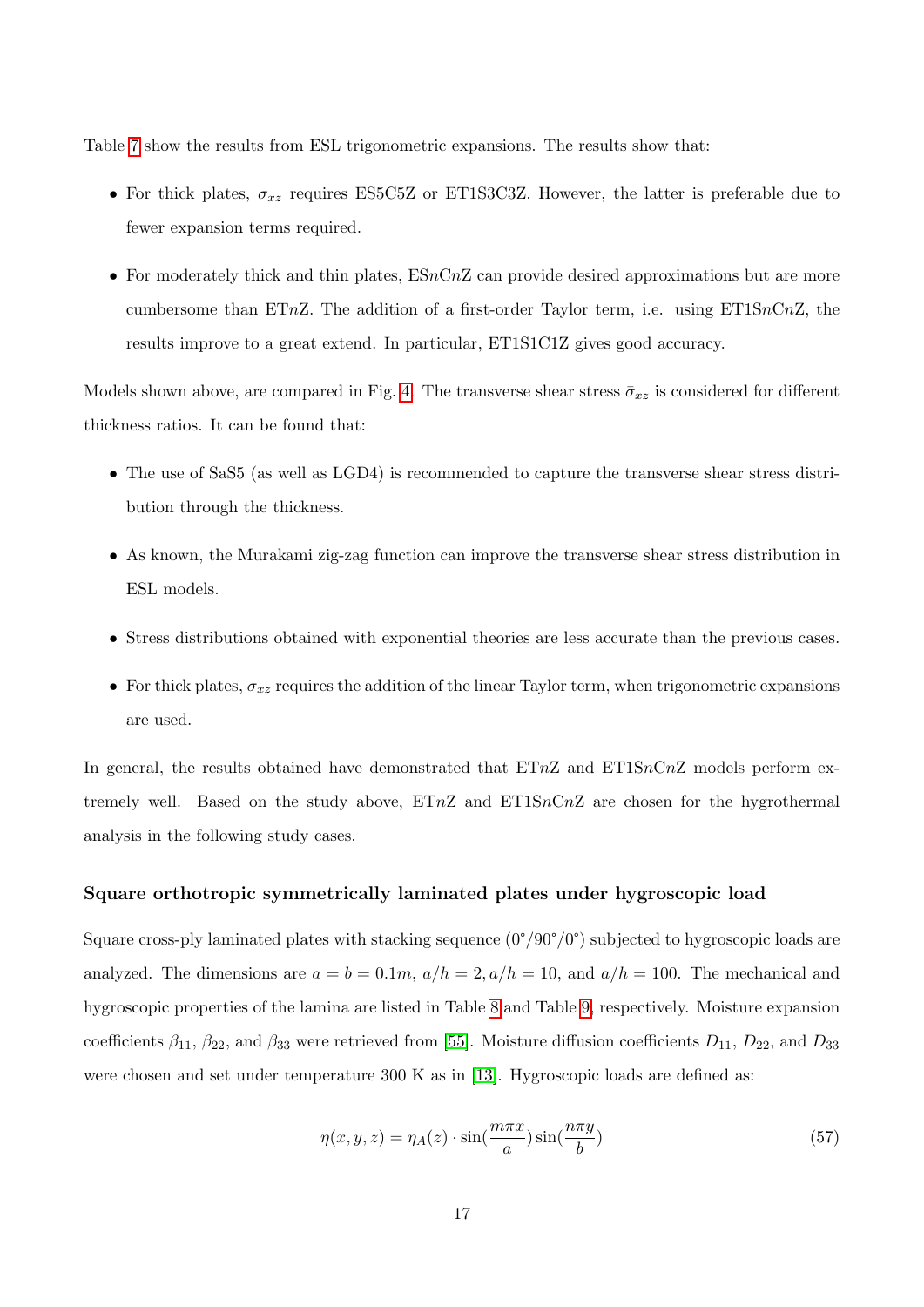Table 7 show the results from ESL trigonometric expansions. The results show that:

- For thick plates, $\sigma_{xz}$ requires ES5C5Z or ET1S3C3Z. However, the latter is preferable due to fewer expansion terms required.
- For moderately thick and thin plates, ES$n$C$n$Z can provide desired approximations but are more cumbersome than ET$n$Z. The addition of a first-order Taylor term, i.e. using ET1S$n$C$n$Z, the results improve to a great extend. In particular, ET1S1C1Z gives good accuracy.

Models shown above, are compared in Fig. 4. The transverse shear stress $\bar{\sigma}_{xz}$ is considered for different thickness ratios. It can be found that:

- The use of SaS5 (as well as LGD4) is recommended to capture the transverse shear stress distribution through the thickness.
- As known, the Murakami zig-zag function can improve the transverse shear stress distribution in ESL models.
- Stress distributions obtained with exponential theories are less accurate than the previous cases.
- For thick plates, $\sigma_{xz}$ requires the addition of the linear Taylor term, when trigonometric expansions are used.

In general, the results obtained have demonstrated that ET$n$Z and ET1S$n$C$n$Z models perform extremely well. Based on the study above, ET$n$Z and ET1S$n$C$n$Z are chosen for the hygrothermal analysis in the following study cases.

### Square orthotropic symmetrically laminated plates under hygroscopic load

Square cross-ply laminated plates with stacking sequence (0°/90°/0°) subjected to hygroscopic loads are analyzed. The dimensions are $a = b = 0.1m$, $a/h = 2, a/h = 10$, and $a/h = 100$. The mechanical and hygroscopic properties of the lamina are listed in Table 8 and Table 9, respectively. Moisture expansion coefficients $\beta_{11}$, $\beta_{22}$, and $\beta_{33}$ were retrieved from [55]. Moisture diffusion coefficients $D_{11}$, $D_{22}$, and $D_{33}$ were chosen and set under temperature 300 K as in [13]. Hygroscopic loads are defined as:

$$\eta(x, y, z) = \eta_A(z) \cdot \sin(\frac{m\pi x}{a}) \sin(\frac{n\pi y}{b}) \tag{57}$$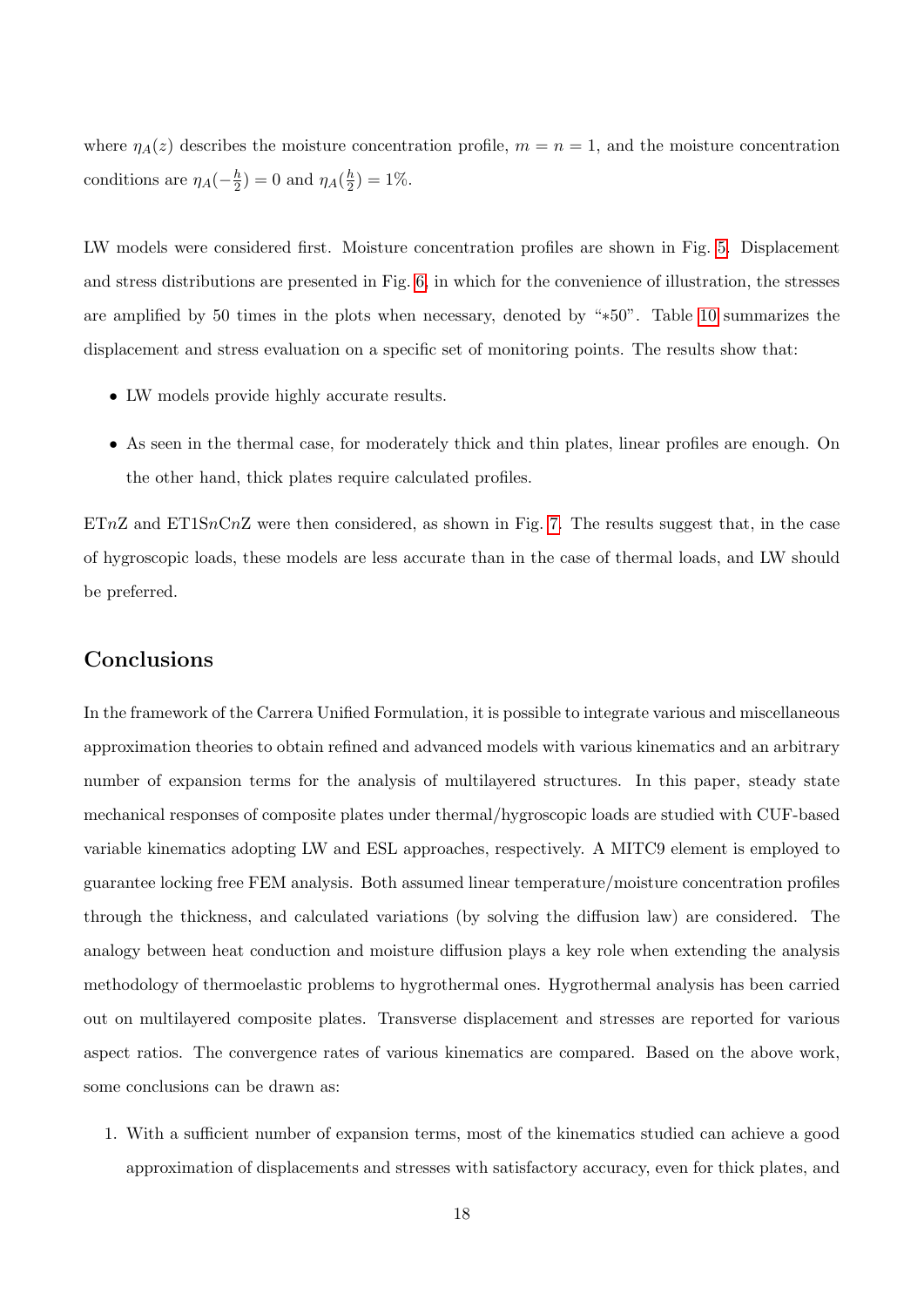where $\eta_A(z)$ describes the moisture concentration profile, $m = n = 1$, and the moisture concentration conditions are $\eta_A(-\frac{h}{2}) = 0$ and $\eta_A(\frac{h}{2}) = 1\%$.

LW models were considered first. Moisture concentration profiles are shown in Fig. 5. Displacement and stress distributions are presented in Fig. 6, in which for the convenience of illustration, the stresses are amplified by 50 times in the plots when necessary, denoted by "*50". Table 10 summarizes the displacement and stress evaluation on a specific set of monitoring points. The results show that:

- LW models provide highly accurate results.
- As seen in the thermal case, for moderately thick and thin plates, linear profiles are enough. On the other hand, thick plates require calculated profiles.

ET$n$Z and ET1S$n$C$n$Z were then considered, as shown in Fig. 7. The results suggest that, in the case of hygroscopic loads, these models are less accurate than in the case of thermal loads, and LW should be preferred.

## Conclusions

In the framework of the Carrera Unified Formulation, it is possible to integrate various and miscellaneous approximation theories to obtain refined and advanced models with various kinematics and an arbitrary number of expansion terms for the analysis of multilayered structures. In this paper, steady state mechanical responses of composite plates under thermal/hygroscopic loads are studied with CUF-based variable kinematics adopting LW and ESL approaches, respectively. A MITC9 element is employed to guarantee locking free FEM analysis. Both assumed linear temperature/moisture concentration profiles through the thickness, and calculated variations (by solving the diffusion law) are considered. The analogy between heat conduction and moisture diffusion plays a key role when extending the analysis methodology of thermoelastic problems to hygrothermal ones. Hygrothermal analysis has been carried out on multilayered composite plates. Transverse displacement and stresses are reported for various aspect ratios. The convergence rates of various kinematics are compared. Based on the above work, some conclusions can be drawn as:

1. With a sufficient number of expansion terms, most of the kinematics studied can achieve a good approximation of displacements and stresses with satisfactory accuracy, even for thick plates, and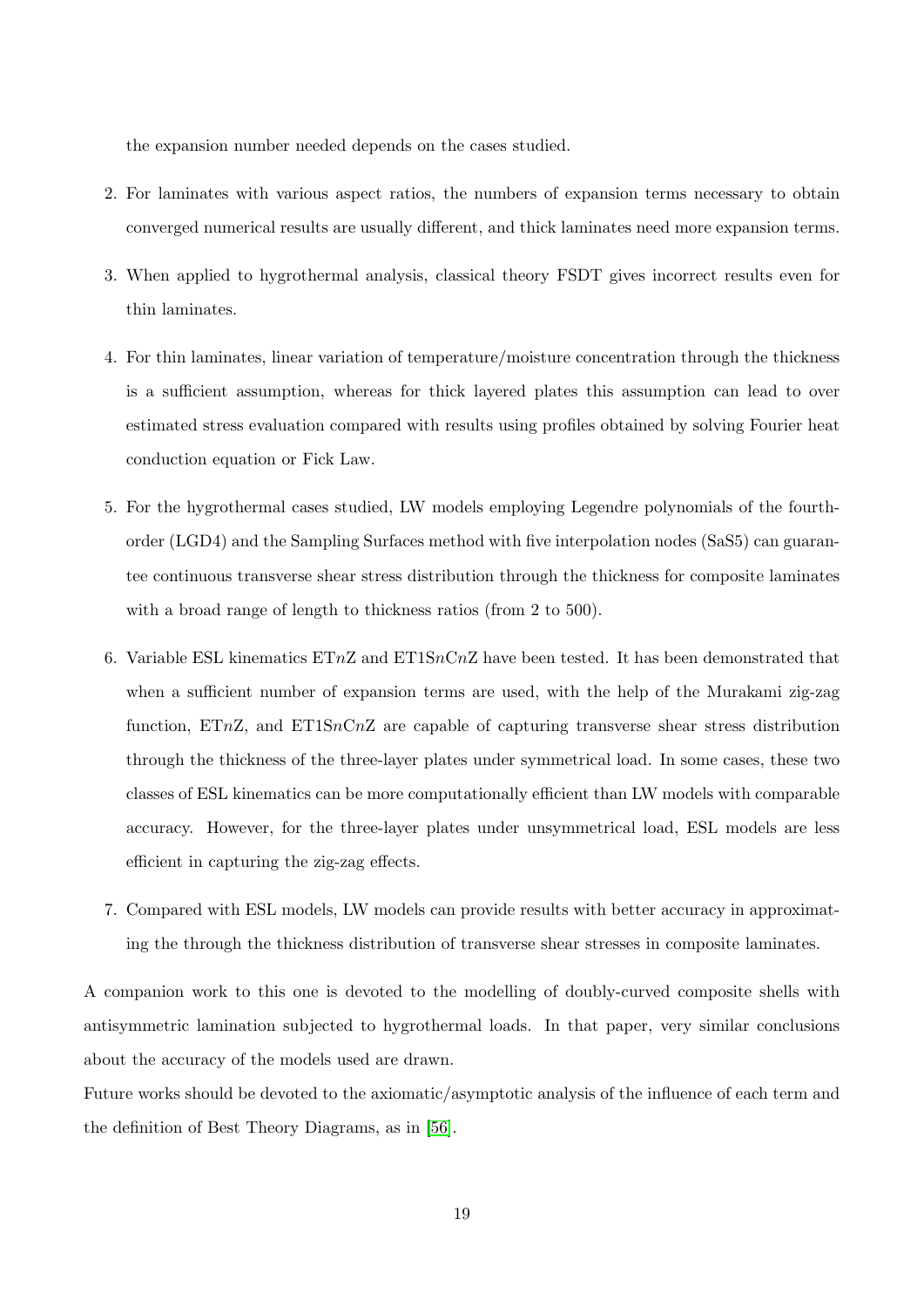the expansion number needed depends on the cases studied.

2. For laminates with various aspect ratios, the numbers of expansion terms necessary to obtain converged numerical results are usually different, and thick laminates need more expansion terms.

3. When applied to hygrothermal analysis, classical theory FSDT gives incorrect results even for thin laminates.

4. For thin laminates, linear variation of temperature/moisture concentration through the thickness is a sufficient assumption, whereas for thick layered plates this assumption can lead to over estimated stress evaluation compared with results using profiles obtained by solving Fourier heat conduction equation or Fick Law.

5. For the hygrothermal cases studied, LW models employing Legendre polynomials of the fourth-order (LGD4) and the Sampling Surfaces method with five interpolation nodes (SaS5) can guarantee continuous transverse shear stress distribution through the thickness for composite laminates with a broad range of length to thickness ratios (from 2 to 500).

6. Variable ESL kinematics ET$n$Z and ET1S$n$C$n$Z have been tested. It has been demonstrated that when a sufficient number of expansion terms are used, with the help of the Murakami zig-zag function, ET$n$Z, and ET1S$n$C$n$Z are capable of capturing transverse shear stress distribution through the thickness of the three-layer plates under symmetrical load. In some cases, these two classes of ESL kinematics can be more computationally efficient than LW models with comparable accuracy. However, for the three-layer plates under unsymmetrical load, ESL models are less efficient in capturing the zig-zag effects.

7. Compared with ESL models, LW models can provide results with better accuracy in approximating the through the thickness distribution of transverse shear stresses in composite laminates.

A companion work to this one is devoted to the modelling of doubly-curved composite shells with antisymmetric lamination subjected to hygrothermal loads. In that paper, very similar conclusions about the accuracy of the models used are drawn.

Future works should be devoted to the axiomatic/asymptotic analysis of the influence of each term and the definition of Best Theory Diagrams, as in [56].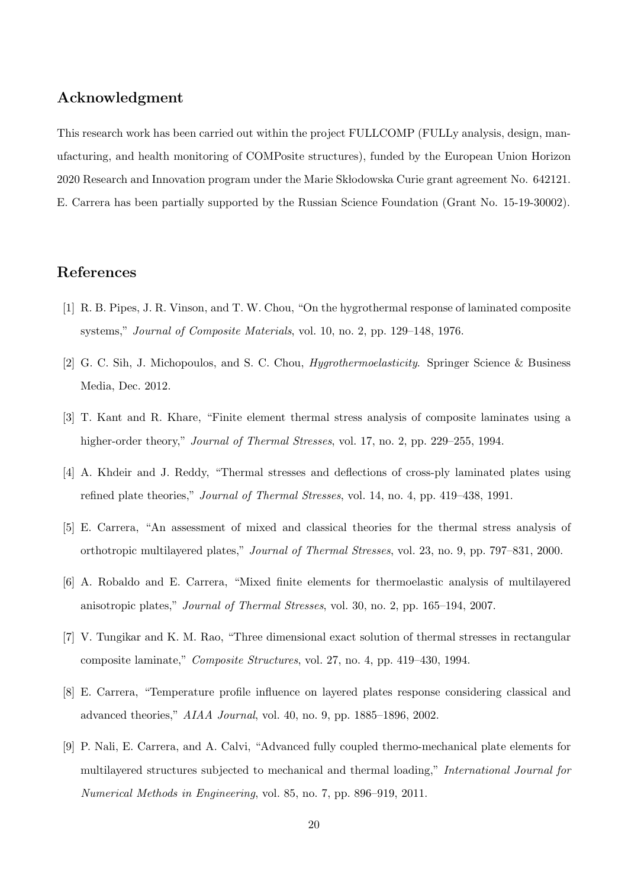## Acknowledgment

This research work has been carried out within the project FULLCOMP (FULLy analysis, design, manufacturing, and health monitoring of COMPosite structures), funded by the European Union Horizon 2020 Research and Innovation program under the Marie Skłodowska Curie grant agreement No. 642121. E. Carrera has been partially supported by the Russian Science Foundation (Grant No. 15-19-30002).

## References

[1] R. B. Pipes, J. R. Vinson, and T. W. Chou, "On the hygrothermal response of laminated composite systems," *Journal of Composite Materials*, vol. 10, no. 2, pp. 129–148, 1976.

[2] G. C. Sih, J. Michopoulos, and S. C. Chou, *Hygrothermoelasticity*. Springer Science & Business Media, Dec. 2012.

[3] T. Kant and R. Khare, "Finite element thermal stress analysis of composite laminates using a higher-order theory," *Journal of Thermal Stresses*, vol. 17, no. 2, pp. 229–255, 1994.

[4] A. Khdeir and J. Reddy, "Thermal stresses and deflections of cross-ply laminated plates using refined plate theories," *Journal of Thermal Stresses*, vol. 14, no. 4, pp. 419–438, 1991.

[5] E. Carrera, "An assessment of mixed and classical theories for the thermal stress analysis of orthotropic multilayered plates," *Journal of Thermal Stresses*, vol. 23, no. 9, pp. 797–831, 2000.

[6] A. Robaldo and E. Carrera, "Mixed finite elements for thermoelastic analysis of multilayered anisotropic plates," *Journal of Thermal Stresses*, vol. 30, no. 2, pp. 165–194, 2007.

[7] V. Tungikar and K. M. Rao, "Three dimensional exact solution of thermal stresses in rectangular composite laminate," *Composite Structures*, vol. 27, no. 4, pp. 419–430, 1994.

[8] E. Carrera, "Temperature profile influence on layered plates response considering classical and advanced theories," *AIAA Journal*, vol. 40, no. 9, pp. 1885–1896, 2002.

[9] P. Nali, E. Carrera, and A. Calvi, "Advanced fully coupled thermo-mechanical plate elements for multilayered structures subjected to mechanical and thermal loading," *International Journal for Numerical Methods in Engineering*, vol. 85, no. 7, pp. 896–919, 2011.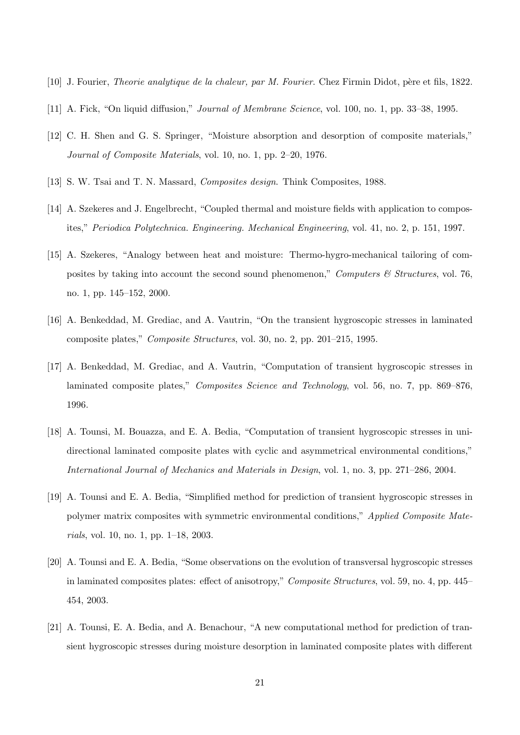[10] J. Fourier, *Theorie analytique de la chaleur, par M. Fourier*. Chez Firmin Didot, père et fils, 1822.

[11] A. Fick, "On liquid diffusion," *Journal of Membrane Science*, vol. 100, no. 1, pp. 33–38, 1995.

[12] C. H. Shen and G. S. Springer, "Moisture absorption and desorption of composite materials," *Journal of Composite Materials*, vol. 10, no. 1, pp. 2–20, 1976.

[13] S. W. Tsai and T. N. Massard, *Composites design*. Think Composites, 1988.

[14] A. Szekeres and J. Engelbrecht, "Coupled thermal and moisture fields with application to composites," *Periodica Polytechnica. Engineering. Mechanical Engineering*, vol. 41, no. 2, p. 151, 1997.

[15] A. Szekeres, "Analogy between heat and moisture: Thermo-hygro-mechanical tailoring of composites by taking into account the second sound phenomenon," *Computers & Structures*, vol. 76, no. 1, pp. 145–152, 2000.

[16] A. Benkeddad, M. Grediac, and A. Vautrin, "On the transient hygroscopic stresses in laminated composite plates," *Composite Structures*, vol. 30, no. 2, pp. 201–215, 1995.

[17] A. Benkeddad, M. Grediac, and A. Vautrin, "Computation of transient hygroscopic stresses in laminated composite plates," *Composites Science and Technology*, vol. 56, no. 7, pp. 869–876, 1996.

[18] A. Tounsi, M. Bouazza, and E. A. Bedia, "Computation of transient hygroscopic stresses in unidirectional laminated composite plates with cyclic and asymmetrical environmental conditions," *International Journal of Mechanics and Materials in Design*, vol. 1, no. 3, pp. 271–286, 2004.

[19] A. Tounsi and E. A. Bedia, "Simplified method for prediction of transient hygroscopic stresses in polymer matrix composites with symmetric environmental conditions," *Applied Composite Materials*, vol. 10, no. 1, pp. 1–18, 2003.

[20] A. Tounsi and E. A. Bedia, "Some observations on the evolution of transversal hygroscopic stresses in laminated composites plates: effect of anisotropy," *Composite Structures*, vol. 59, no. 4, pp. 445–454, 2003.

[21] A. Tounsi, E. A. Bedia, and A. Benachour, "A new computational method for prediction of transient hygroscopic stresses during moisture desorption in laminated composite plates with different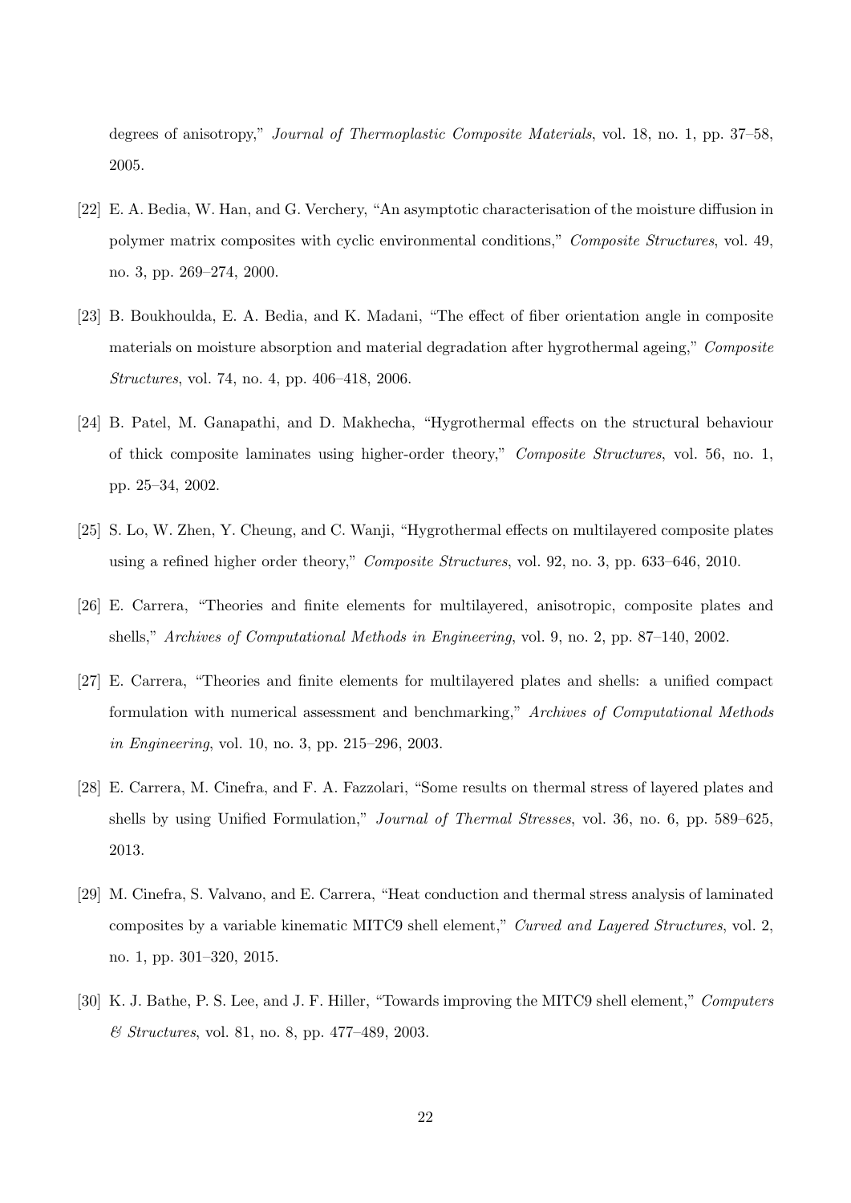degrees of anisotropy," *Journal of Thermoplastic Composite Materials*, vol. 18, no. 1, pp. 37–58, 2005.

[22] E. A. Bedia, W. Han, and G. Verchery, "An asymptotic characterisation of the moisture diffusion in polymer matrix composites with cyclic environmental conditions," *Composite Structures*, vol. 49, no. 3, pp. 269–274, 2000.

[23] B. Boukhoulda, E. A. Bedia, and K. Madani, "The effect of fiber orientation angle in composite materials on moisture absorption and material degradation after hygrothermal ageing," *Composite Structures*, vol. 74, no. 4, pp. 406–418, 2006.

[24] B. Patel, M. Ganapathi, and D. Makhecha, "Hygrothermal effects on the structural behaviour of thick composite laminates using higher-order theory," *Composite Structures*, vol. 56, no. 1, pp. 25–34, 2002.

[25] S. Lo, W. Zhen, Y. Cheung, and C. Wanji, "Hygrothermal effects on multilayered composite plates using a refined higher order theory," *Composite Structures*, vol. 92, no. 3, pp. 633–646, 2010.

[26] E. Carrera, "Theories and finite elements for multilayered, anisotropic, composite plates and shells," *Archives of Computational Methods in Engineering*, vol. 9, no. 2, pp. 87–140, 2002.

[27] E. Carrera, "Theories and finite elements for multilayered plates and shells: a unified compact formulation with numerical assessment and benchmarking," *Archives of Computational Methods in Engineering*, vol. 10, no. 3, pp. 215–296, 2003.

[28] E. Carrera, M. Cinefra, and F. A. Fazzolari, "Some results on thermal stress of layered plates and shells by using Unified Formulation," *Journal of Thermal Stresses*, vol. 36, no. 6, pp. 589–625, 2013.

[29] M. Cinefra, S. Valvano, and E. Carrera, "Heat conduction and thermal stress analysis of laminated composites by a variable kinematic MITC9 shell element," *Curved and Layered Structures*, vol. 2, no. 1, pp. 301–320, 2015.

[30] K. J. Bathe, P. S. Lee, and J. F. Hiller, "Towards improving the MITC9 shell element," *Computers & Structures*, vol. 81, no. 8, pp. 477–489, 2003.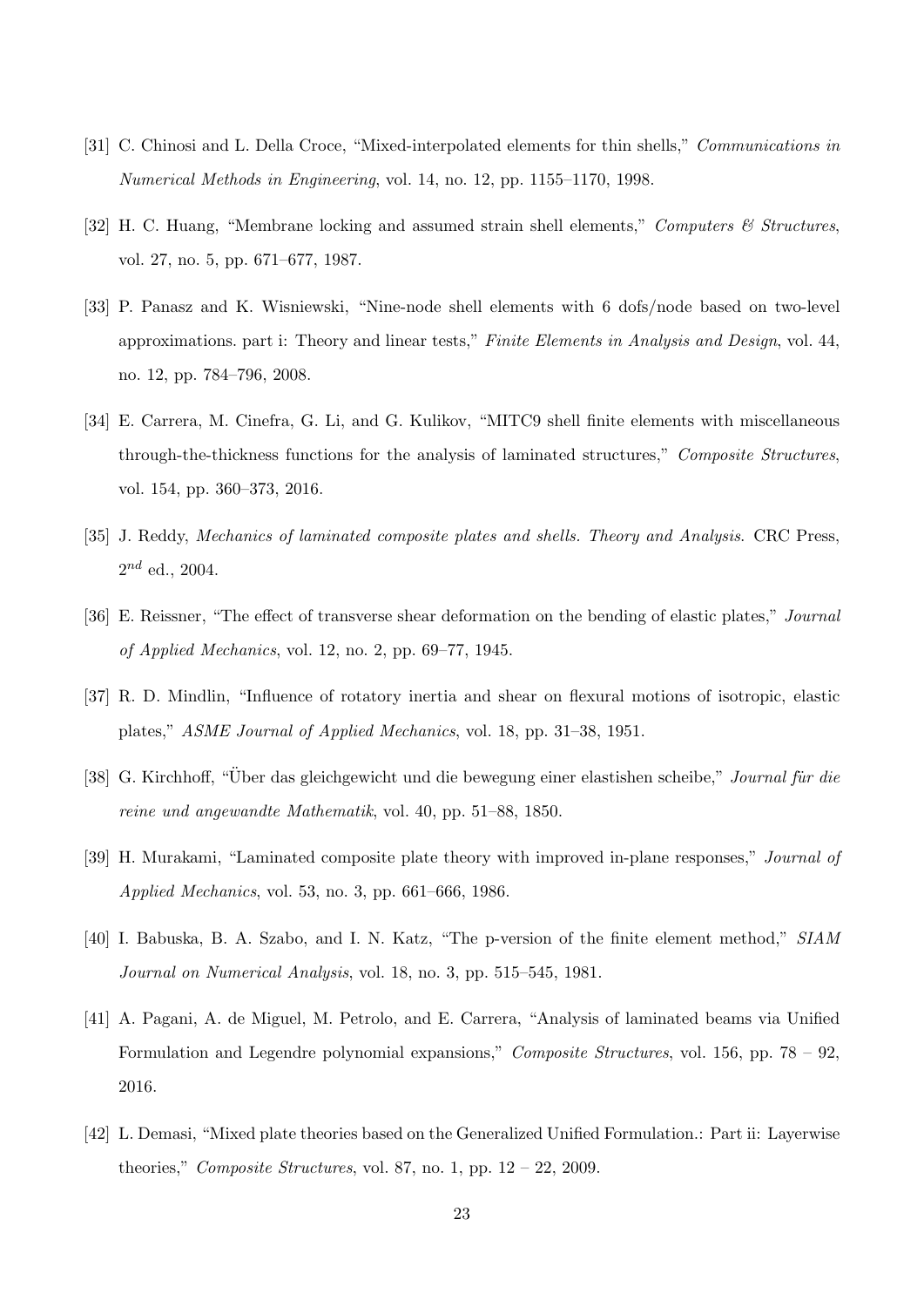[31] C. Chinosi and L. Della Croce, "Mixed-interpolated elements for thin shells," *Communications in Numerical Methods in Engineering*, vol. 14, no. 12, pp. 1155–1170, 1998.

[32] H. C. Huang, "Membrane locking and assumed strain shell elements," *Computers & Structures*, vol. 27, no. 5, pp. 671–677, 1987.

[33] P. Panasz and K. Wisniewski, "Nine-node shell elements with 6 dofs/node based on two-level approximations. part i: Theory and linear tests," *Finite Elements in Analysis and Design*, vol. 44, no. 12, pp. 784–796, 2008.

[34] E. Carrera, M. Cinefra, G. Li, and G. Kulikov, "MITC9 shell finite elements with miscellaneous through-the-thickness functions for the analysis of laminated structures," *Composite Structures*, vol. 154, pp. 360–373, 2016.

[35] J. Reddy, *Mechanics of laminated composite plates and shells. Theory and Analysis*. CRC Press, $2^{nd}$ ed., 2004.

[36] E. Reissner, "The effect of transverse shear deformation on the bending of elastic plates," *Journal of Applied Mechanics*, vol. 12, no. 2, pp. 69–77, 1945.

[37] R. D. Mindlin, "Influence of rotatory inertia and shear on flexural motions of isotropic, elastic plates," *ASME Journal of Applied Mechanics*, vol. 18, pp. 31–38, 1951.

[38] G. Kirchhoff, "Über das gleichgewicht und die bewegung einer elastishen scheibe," *Journal für die reine und angewandte Mathematik*, vol. 40, pp. 51–88, 1850.

[39] H. Murakami, "Laminated composite plate theory with improved in-plane responses," *Journal of Applied Mechanics*, vol. 53, no. 3, pp. 661–666, 1986.

[40] I. Babuska, B. A. Szabo, and I. N. Katz, "The p-version of the finite element method," *SIAM Journal on Numerical Analysis*, vol. 18, no. 3, pp. 515–545, 1981.

[41] A. Pagani, A. de Miguel, M. Petrolo, and E. Carrera, "Analysis of laminated beams via Unified Formulation and Legendre polynomial expansions," *Composite Structures*, vol. 156, pp. 78 – 92, 2016.

[42] L. Demasi, "Mixed plate theories based on the Generalized Unified Formulation.: Part ii: Layerwise theories," *Composite Structures*, vol. 87, no. 1, pp. 12 – 22, 2009.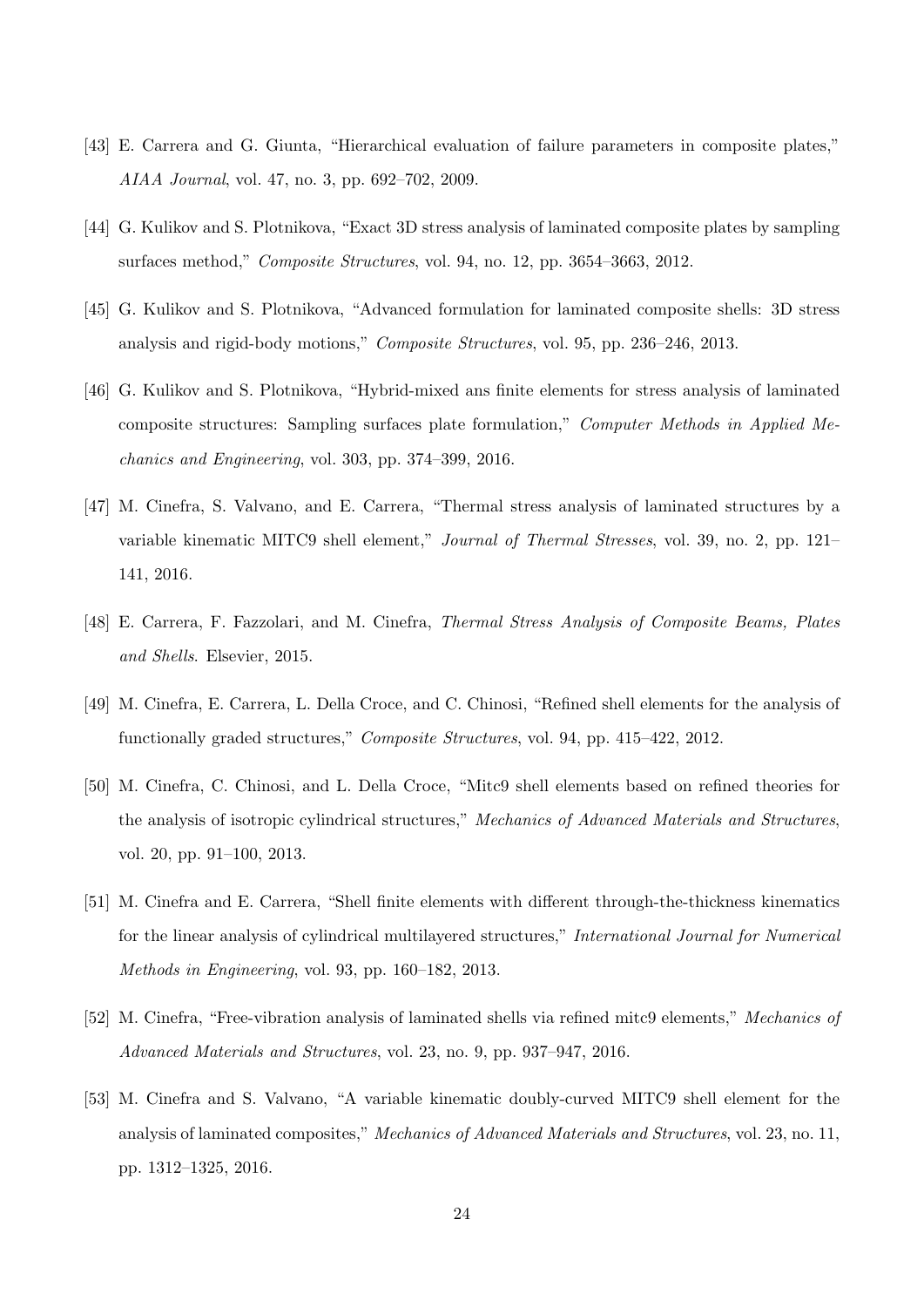[43] E. Carrera and G. Giunta, "Hierarchical evaluation of failure parameters in composite plates," *AIAA Journal*, vol. 47, no. 3, pp. 692–702, 2009.

[44] G. Kulikov and S. Plotnikova, "Exact 3D stress analysis of laminated composite plates by sampling surfaces method," *Composite Structures*, vol. 94, no. 12, pp. 3654–3663, 2012.

[45] G. Kulikov and S. Plotnikova, "Advanced formulation for laminated composite shells: 3D stress analysis and rigid-body motions," *Composite Structures*, vol. 95, pp. 236–246, 2013.

[46] G. Kulikov and S. Plotnikova, "Hybrid-mixed ans finite elements for stress analysis of laminated composite structures: Sampling surfaces plate formulation," *Computer Methods in Applied Mechanics and Engineering*, vol. 303, pp. 374–399, 2016.

[47] M. Cinefra, S. Valvano, and E. Carrera, "Thermal stress analysis of laminated structures by a variable kinematic MITC9 shell element," *Journal of Thermal Stresses*, vol. 39, no. 2, pp. 121–141, 2016.

[48] E. Carrera, F. Fazzolari, and M. Cinefra, *Thermal Stress Analysis of Composite Beams, Plates and Shells*. Elsevier, 2015.

[49] M. Cinefra, E. Carrera, L. Della Croce, and C. Chinosi, "Refined shell elements for the analysis of functionally graded structures," *Composite Structures*, vol. 94, pp. 415–422, 2012.

[50] M. Cinefra, C. Chinosi, and L. Della Croce, "Mitc9 shell elements based on refined theories for the analysis of isotropic cylindrical structures," *Mechanics of Advanced Materials and Structures*, vol. 20, pp. 91–100, 2013.

[51] M. Cinefra and E. Carrera, "Shell finite elements with different through-the-thickness kinematics for the linear analysis of cylindrical multilayered structures," *International Journal for Numerical Methods in Engineering*, vol. 93, pp. 160–182, 2013.

[52] M. Cinefra, "Free-vibration analysis of laminated shells via refined mitc9 elements," *Mechanics of Advanced Materials and Structures*, vol. 23, no. 9, pp. 937–947, 2016.

[53] M. Cinefra and S. Valvano, "A variable kinematic doubly-curved MITC9 shell element for the analysis of laminated composites," *Mechanics of Advanced Materials and Structures*, vol. 23, no. 11, pp. 1312–1325, 2016.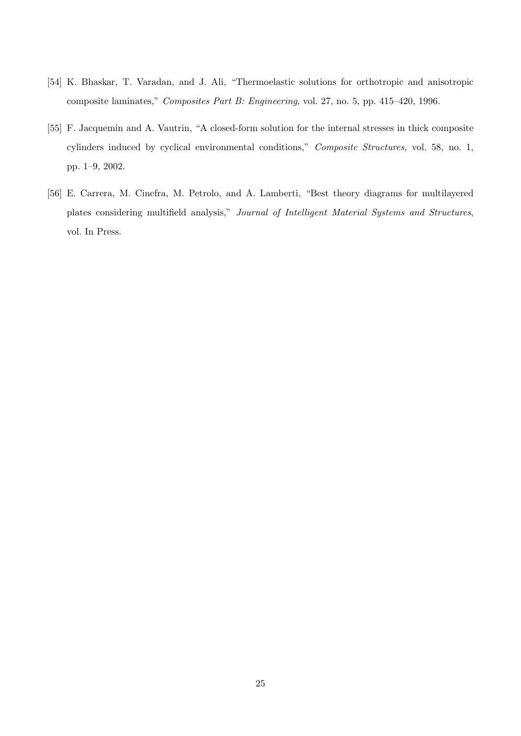[54] K. Bhaskar, T. Varadan, and J. Ali, "Thermoelastic solutions for orthotropic and anisotropic composite laminates," *Composites Part B: Engineering*, vol. 27, no. 5, pp. 415–420, 1996.

[55] F. Jacquemin and A. Vautrin, "A closed-form solution for the internal stresses in thick composite cylinders induced by cyclical environmental conditions," *Composite Structures*, vol. 58, no. 1, pp. 1–9, 2002.

[56] E. Carrera, M. Cinefra, M. Petrolo, and A. Lamberti, "Best theory diagrams for multilayered plates considering multifield analysis," *Journal of Intelligent Material Systems and Structures*, vol. In Press.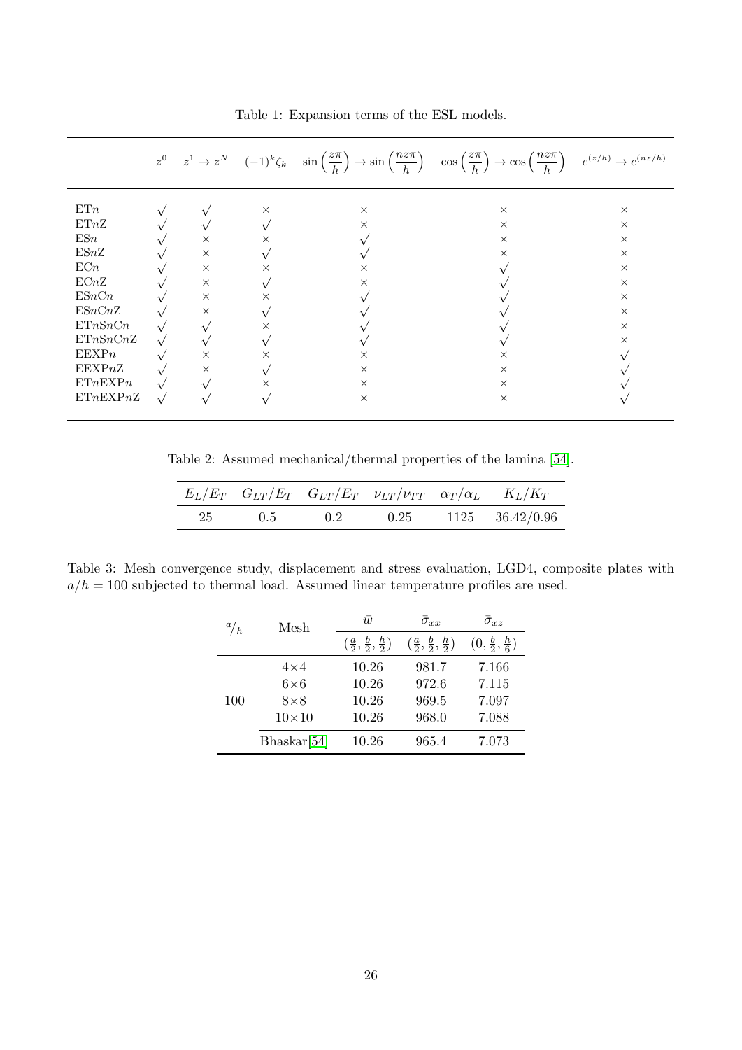Table 1: Expansion terms of the ESL models.

| | $z^0$ | $z^1 \rightarrow z^N$ | $(-1)^k \zeta_k$ | $\sin\left(\frac{z\pi}{h}\right) \rightarrow \sin\left(\frac{nz\pi}{h}\right)$ | $\cos\left(\frac{z\pi}{h}\right) \rightarrow \cos\left(\frac{nz\pi}{h}\right)$ | $e^{(z/h)} \rightarrow e^{(nz/h)}$ |
|---|---|---|---|---|---|---|
| ET$n$ | √ | √ | × | × | × | × |
| ET$n$Z | √ | √ | √ | × | × | × |
| ES$n$ | √ | × | × | √ | × | × |
| ES$n$Z | √ | × | √ | √ | × | × |
| EC$n$ | √ | × | × | × | √ | × |
| EC$n$Z | √ | × | √ | × | √ | × |
| ES$n$C$n$ | √ | × | × | √ | √ | × |
| ES$n$C$n$Z | √ | × | √ | √ | √ | × |
| ET$n$S$n$C$n$ | √ | √ | × | √ | √ | × |
| ET$n$S$n$C$n$Z | √ | √ | √ | √ | √ | × |
| EEXP$n$ | √ | × | × | × | × | √ |
| EEXP$n$Z | √ | × | √ | × | × | √ |
| ET$n$EXP$n$ | √ | √ | × | × | × | √ |
| ET$n$EXP$n$Z | √ | √ | √ | × | × | √ |

Table 2: Assumed mechanical/thermal properties of the lamina [54].

| $E_L/E_T$ | $G_{LT}/E_T$ | $G_{LT}/E_T$ | $\nu_{LT}/\nu_{TT}$ | $\alpha_T/\alpha_L$ | $K_L/K_T$ |
|---|---|---|---|---|---|
| 25 | 0.5 | 0.2 | 0.25 | 1125 | 36.42/0.96 |

Table 3: Mesh convergence study, displacement and stress evaluation, LGD4, composite plates with $a/h = 100$ subjected to thermal load. Assumed linear temperature profiles are used.

| $a/h$ | Mesh | $\bar{w}$ | $\bar{\sigma}_{xx}$ | $\bar{\sigma}_{xz}$ |
|---|---|---|---|---|
| | | $(\frac{a}{2}, \frac{b}{2}, \frac{h}{2})$ | $(\frac{a}{2}, \frac{b}{2}, \frac{h}{2})$ | $(0, \frac{b}{2}, \frac{h}{6})$ |
| 100 | 4×4 | 10.26 | 981.7 | 7.166 |
| | 6×6 | 10.26 | 972.6 | 7.115 |
| | 8×8 | 10.26 | 969.5 | 7.097 |
| | 10×10 | 10.26 | 968.0 | 7.088 |
| | Bhaskar[54] | 10.26 | 965.4 | 7.073 |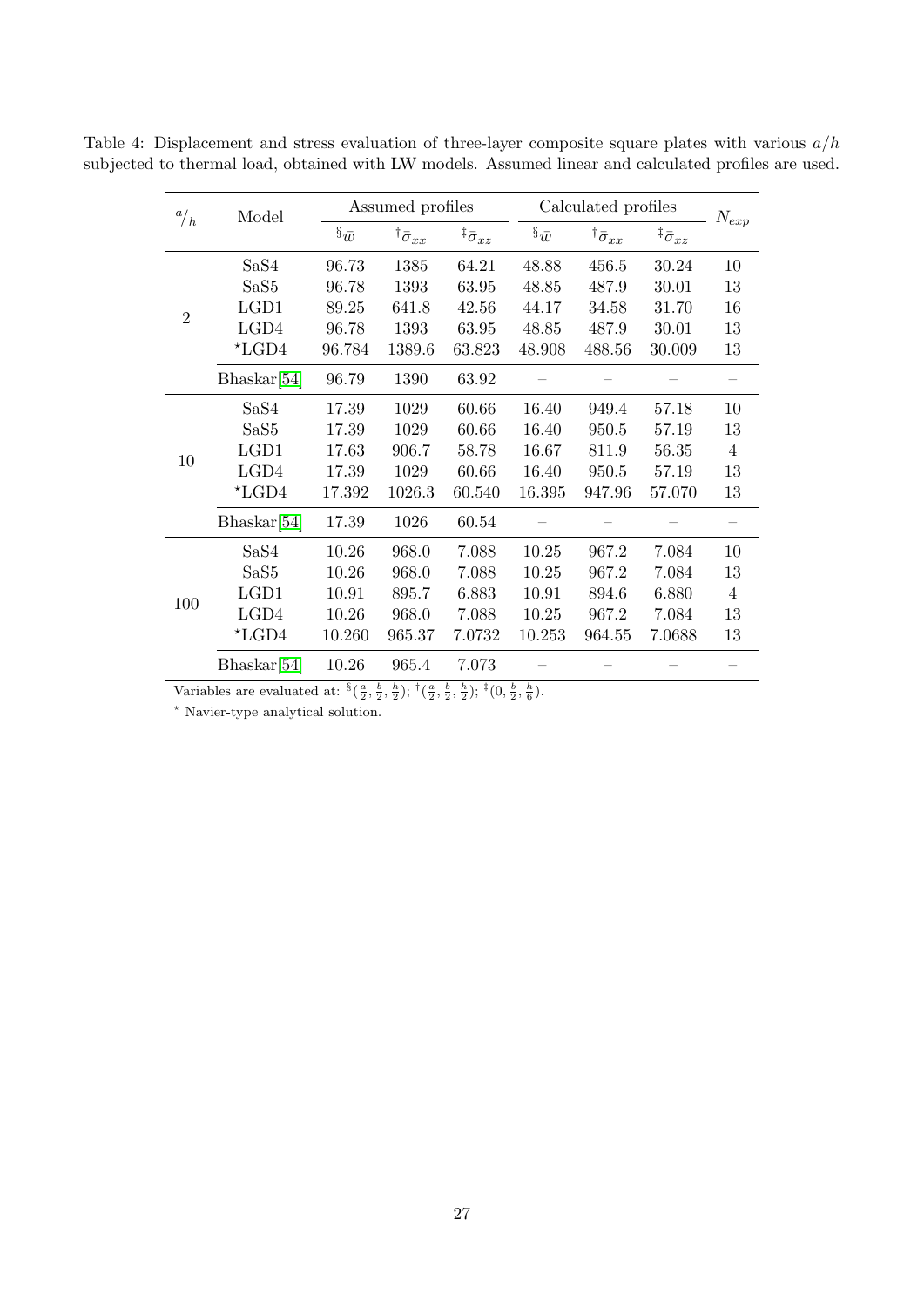Table 4: Displacement and stress evaluation of three-layer composite square plates with various $a/h$ subjected to thermal load, obtained with LW models. Assumed linear and calculated profiles are used.

| $^{a}/_{h}$ | Model | Assumed profiles | | | Calculated profiles | | | $N_{exp}$ |
|---|---|---|---|---|---|---|---|---|
| | | $^{\S}\bar{w}$ | $^{\dagger}\bar{\sigma}_{xx}$ | $^{\ddagger}\bar{\sigma}_{xz}$ | $^{\S}\bar{w}$ | $^{\dagger}\bar{\sigma}_{xx}$ | $^{\ddagger}\bar{\sigma}_{xz}$ | |
| 2 | SaS4 | 96.73 | 1385 | 64.21 | 48.88 | 456.5 | 30.24 | 10 |
| | SaS5 | 96.78 | 1393 | 63.95 | 48.85 | 487.9 | 30.01 | 13 |
| | LGD1 | 89.25 | 641.8 | 42.56 | 44.17 | 34.58 | 31.70 | 16 |
| | LGD4 | 96.78 | 1393 | 63.95 | 48.85 | 487.9 | 30.01 | 13 |
| | $^{\star}$LGD4 | 96.784 | 1389.6 | 63.823 | 48.908 | 488.56 | 30.009 | 13 |
| | Bhaskar[54] | 96.79 | 1390 | 63.92 | – | – | – | – |
| 10 | SaS4 | 17.39 | 1029 | 60.66 | 16.40 | 949.4 | 57.18 | 10 |
| | SaS5 | 17.39 | 1029 | 60.66 | 16.40 | 950.5 | 57.19 | 13 |
| | LGD1 | 17.63 | 906.7 | 58.78 | 16.67 | 811.9 | 56.35 | 4 |
| | LGD4 | 17.39 | 1029 | 60.66 | 16.40 | 950.5 | 57.19 | 13 |
| | $^{\star}$LGD4 | 17.392 | 1026.3 | 60.540 | 16.395 | 947.96 | 57.070 | 13 |
| | Bhaskar[54] | 17.39 | 1026 | 60.54 | – | – | – | – |
| 100 | SaS4 | 10.26 | 968.0 | 7.088 | 10.25 | 967.2 | 7.084 | 10 |
| | SaS5 | 10.26 | 968.0 | 7.088 | 10.25 | 967.2 | 7.084 | 13 |
| | LGD1 | 10.91 | 895.7 | 6.883 | 10.91 | 894.6 | 6.880 | 4 |
| | LGD4 | 10.26 | 968.0 | 7.088 | 10.25 | 967.2 | 7.084 | 13 |
| | $^{\star}$LGD4 | 10.260 | 965.37 | 7.0732 | 10.253 | 964.55 | 7.0688 | 13 |
| | Bhaskar[54] | 10.26 | 965.4 | 7.073 | – | – | – | – |

Variables are evaluated at: $^{\S}(\frac{a}{2}, \frac{b}{2}, \frac{h}{2})$; $^{\dagger}(\frac{a}{2}, \frac{b}{2}, \frac{h}{2})$; $^{\ddagger}(0, \frac{b}{2}, \frac{h}{6})$.

$^{\star}$ Navier-type analytical solution.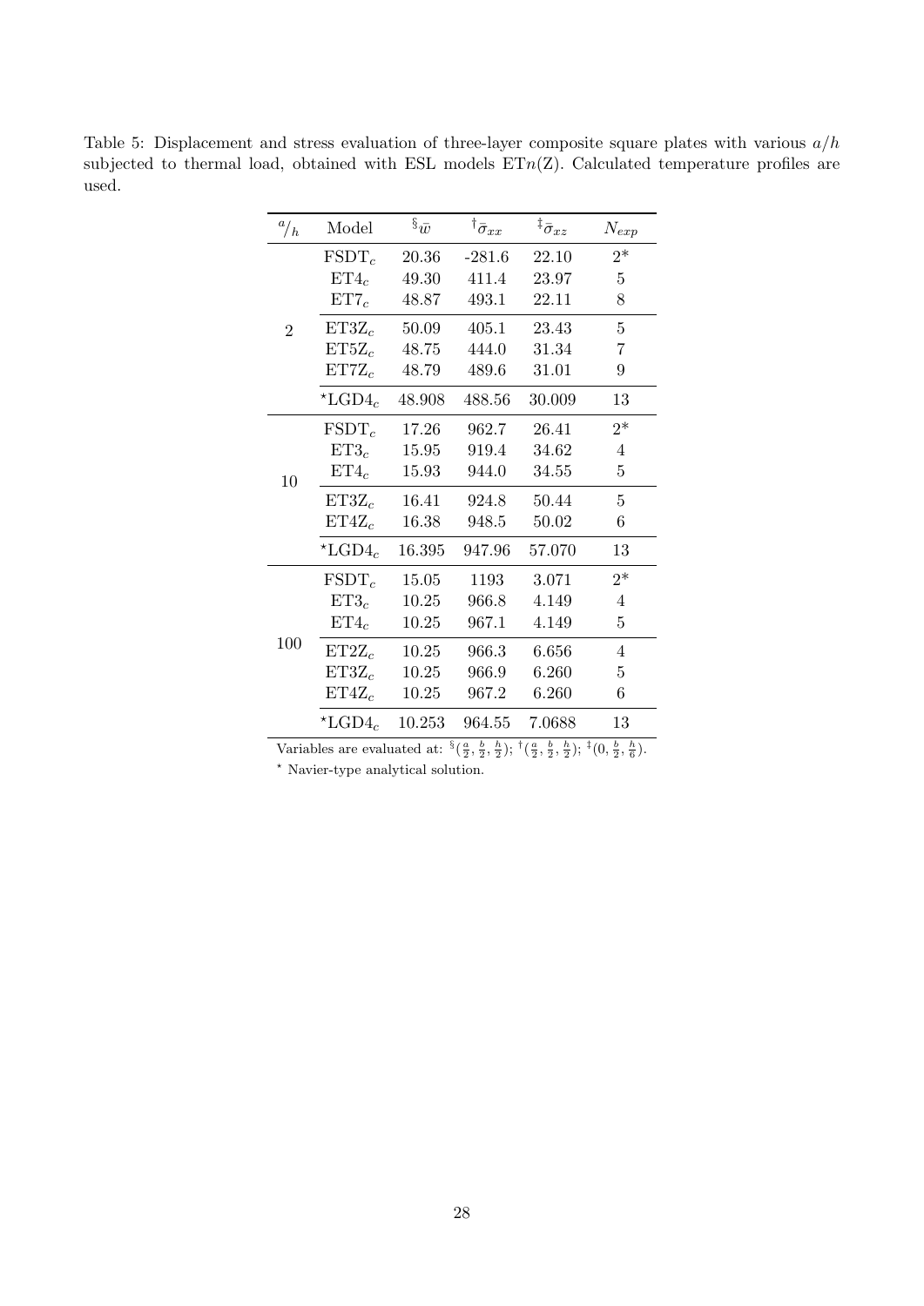Table 5: Displacement and stress evaluation of three-layer composite square plates with various $a/h$ subjected to thermal load, obtained with ESL models ET$n$(Z). Calculated temperature profiles are used.

| $^{a}/_{h}$ | Model | $^{\S}\bar{w}$ | $^{\dagger}\bar{\sigma}_{xx}$ | $^{\ddagger}\bar{\sigma}_{xz}$ | $N_{exp}$ |
|---|---|---|---|---|---|
| 2 | FSDT$_c$ | 20.36 | -281.6 | 22.10 | 2* |
| | ET4$_c$ | 49.30 | 411.4 | 23.97 | 5 |
| | ET7$_c$ | 48.87 | 493.1 | 22.11 | 8 |
| | ET3Z$_c$ | 50.09 | 405.1 | 23.43 | 5 |
| | ET5Z$_c$ | 48.75 | 444.0 | 31.34 | 7 |
| | ET7Z$_c$ | 48.79 | 489.6 | 31.01 | 9 |
| | $^{\star}$LGD4$_c$ | 48.908 | 488.56 | 30.009 | 13 |
| 10 | FSDT$_c$ | 17.26 | 962.7 | 26.41 | 2* |
| | ET3$_c$ | 15.95 | 919.4 | 34.62 | 4 |
| | ET4$_c$ | 15.93 | 944.0 | 34.55 | 5 |
| | ET3Z$_c$ | 16.41 | 924.8 | 50.44 | 5 |
| | ET4Z$_c$ | 16.38 | 948.5 | 50.02 | 6 |
| | $^{\star}$LGD4$_c$ | 16.395 | 947.96 | 57.070 | 13 |
| 100 | FSDT$_c$ | 15.05 | 1193 | 3.071 | 2* |
| | ET3$_c$ | 10.25 | 966.8 | 4.149 | 4 |
| | ET4$_c$ | 10.25 | 967.1 | 4.149 | 5 |
| | ET2Z$_c$ | 10.25 | 966.3 | 6.656 | 4 |
| | ET3Z$_c$ | 10.25 | 966.9 | 6.260 | 5 |
| | ET4Z$_c$ | 10.25 | 967.2 | 6.260 | 6 |
| | $^{\star}$LGD4$_c$ | 10.253 | 964.55 | 7.0688 | 13 |

Variables are evaluated at: $^{\S}(\frac{a}{2}, \frac{b}{2}, \frac{h}{2})$; $^{\dagger}(\frac{a}{2}, \frac{b}{2}, \frac{h}{2})$; $^{\ddagger}(0, \frac{b}{2}, \frac{h}{6})$.

$^{\star}$ Navier-type analytical solution.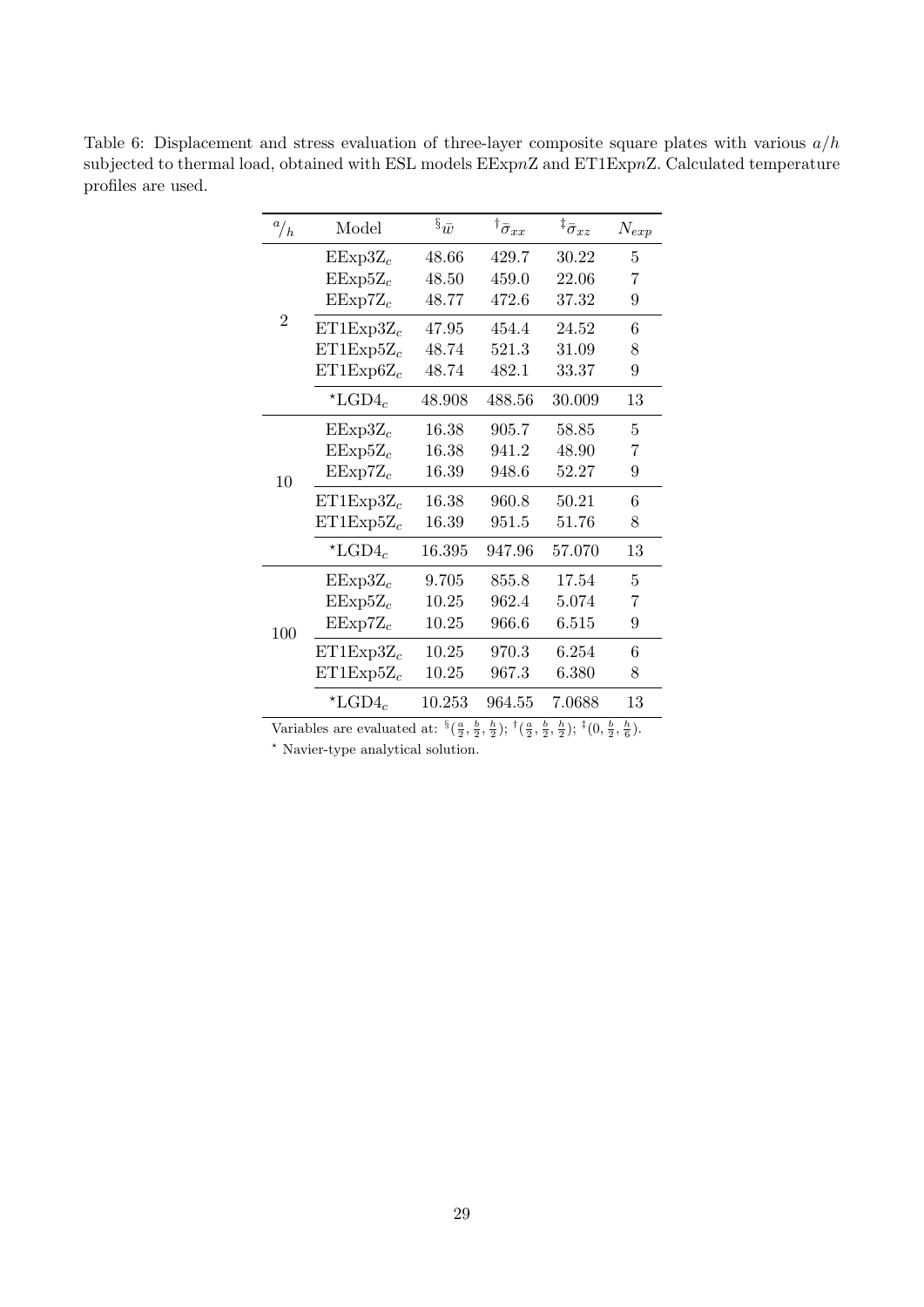Table 6: Displacement and stress evaluation of three-layer composite square plates with various $a/h$ subjected to thermal load, obtained with ESL models EExp$n$Z and ET1Exp$n$Z. Calculated temperature profiles are used.

| $^a/_h$ | Model | $^{\S}\bar{w}$ | $^{\dagger}\bar{\sigma}_{xx}$ | $^{\ddagger}\bar{\sigma}_{xz}$ | $N_{exp}$ |
|---|---|---|---|---|---|
| 2 | EExp3Z$_c$ | 48.66 | 429.7 | 30.22 | 5 |
| | EExp5Z$_c$ | 48.50 | 459.0 | 22.06 | 7 |
| | EExp7Z$_c$ | 48.77 | 472.6 | 37.32 | 9 |
| | ET1Exp3Z$_c$ | 47.95 | 454.4 | 24.52 | 6 |
| | ET1Exp5Z$_c$ | 48.74 | 521.3 | 31.09 | 8 |
| | ET1Exp6Z$_c$ | 48.74 | 482.1 | 33.37 | 9 |
| | $^{\star}$LGD4$_c$ | 48.908 | 488.56 | 30.009 | 13 |
| 10 | EExp3Z$_c$ | 16.38 | 905.7 | 58.85 | 5 |
| | EExp5Z$_c$ | 16.38 | 941.2 | 48.90 | 7 |
| | EExp7Z$_c$ | 16.39 | 948.6 | 52.27 | 9 |
| | ET1Exp3Z$_c$ | 16.38 | 960.8 | 50.21 | 6 |
| | ET1Exp5Z$_c$ | 16.39 | 951.5 | 51.76 | 8 |
| | $^{\star}$LGD4$_c$ | 16.395 | 947.96 | 57.070 | 13 |
| 100 | EExp3Z$_c$ | 9.705 | 855.8 | 17.54 | 5 |
| | EExp5Z$_c$ | 10.25 | 962.4 | 5.074 | 7 |
| | EExp7Z$_c$ | 10.25 | 966.6 | 6.515 | 9 |
| | ET1Exp3Z$_c$ | 10.25 | 970.3 | 6.254 | 6 |
| | ET1Exp5Z$_c$ | 10.25 | 967.3 | 6.380 | 8 |
| | $^{\star}$LGD4$_c$ | 10.253 | 964.55 | 7.0688 | 13 |

Variables are evaluated at: $^{\S}(\frac{a}{2}, \frac{b}{2}, \frac{h}{2})$; $^{\dagger}(\frac{a}{2}, \frac{b}{2}, \frac{h}{2})$; $^{\ddagger}(0, \frac{b}{2}, \frac{h}{6})$.

$^{\star}$ Navier-type analytical solution.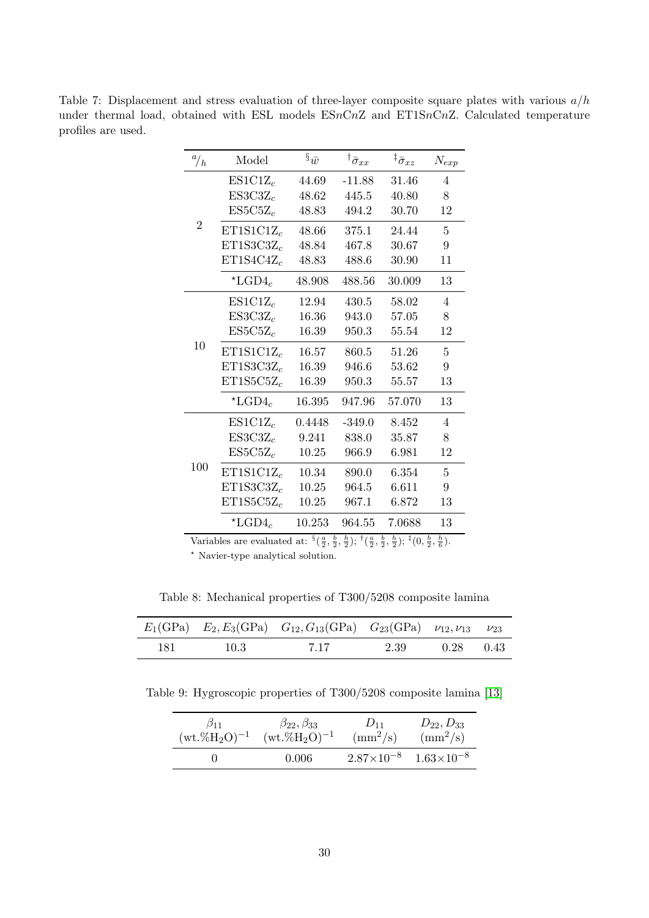Table 7: Displacement and stress evaluation of three-layer composite square plates with various $a/h$ under thermal load, obtained with ESL models ES$n$C$n$Z and ET1S$n$C$n$Z. Calculated temperature profiles are used.

| $^{a}/_{h}$ | Model | $^{\S}\bar{w}$ | $^{\dagger}\bar{\sigma}_{xx}$ | $^{\ddagger}\bar{\sigma}_{xz}$ | $N_{exp}$ |
|---|---|---|---|---|---|
| 2 | ES1C1Z$_c$ | 44.69 | -11.88 | 31.46 | 4 |
| | ES3C3Z$_c$ | 48.62 | 445.5 | 40.80 | 8 |
| | ES5C5Z$_c$ | 48.83 | 494.2 | 30.70 | 12 |
| | ET1S1C1Z$_c$ | 48.66 | 375.1 | 24.44 | 5 |
| | ET1S3C3Z$_c$ | 48.84 | 467.8 | 30.67 | 9 |
| | ET1S4C4Z$_c$ | 48.83 | 488.6 | 30.90 | 11 |
| | $^{\star}$LGD4$_c$ | 48.908 | 488.56 | 30.009 | 13 |
| 10 | ES1C1Z$_c$ | 12.94 | 430.5 | 58.02 | 4 |
| | ES3C3Z$_c$ | 16.36 | 943.0 | 57.05 | 8 |
| | ES5C5Z$_c$ | 16.39 | 950.3 | 55.54 | 12 |
| | ET1S1C1Z$_c$ | 16.57 | 860.5 | 51.26 | 5 |
| | ET1S3C3Z$_c$ | 16.39 | 946.6 | 53.62 | 9 |
| | ET1S5C5Z$_c$ | 16.39 | 950.3 | 55.57 | 13 |
| | $^{\star}$LGD4$_c$ | 16.395 | 947.96 | 57.070 | 13 |
| 100 | ES1C1Z$_c$ | 0.4448 | -349.0 | 8.452 | 4 |
| | ES3C3Z$_c$ | 9.241 | 838.0 | 35.87 | 8 |
| | ES5C5Z$_c$ | 10.25 | 966.9 | 6.981 | 12 |
| | ET1S1C1Z$_c$ | 10.34 | 890.0 | 6.354 | 5 |
| | ET1S3C3Z$_c$ | 10.25 | 964.5 | 6.611 | 9 |
| | ET1S5C5Z$_c$ | 10.25 | 967.1 | 6.872 | 13 |
| | $^{\star}$LGD4$_c$ | 10.253 | 964.55 | 7.0688 | 13 |

Variables are evaluated at: $^{\S}(\frac{a}{2}, \frac{b}{2}, \frac{h}{2})$; $^{\dagger}(\frac{a}{2}, \frac{b}{2}, \frac{h}{2})$; $^{\ddagger}(0, \frac{b}{2}, \frac{h}{6})$.

$^{\star}$ Navier-type analytical solution.

Table 8: Mechanical properties of T300/5208 composite lamina

| $E_1$(GPa) | $E_2, E_3$(GPa) | $G_{12}, G_{13}$(GPa) | $G_{23}$(GPa) | $\nu_{12}, \nu_{13}$ | $\nu_{23}$ |
|---|---|---|---|---|---|
| 181 | 10.3 | 7.17 | 2.39 | 0.28 | 0.43 |

Table 9: Hygroscopic properties of T300/5208 composite lamina [13]

| $\beta_{11}$ $(\text{wt.\%H}_2\text{O})^{-1}$ | $\beta_{22}, \beta_{33}$ $(\text{wt.\%H}_2\text{O})^{-1}$ | $D_{11}$ $(\text{mm}^2/\text{s})$ | $D_{22}, D_{33}$ $(\text{mm}^2/\text{s})$ |
|---|---|---|---|
| 0 | 0.006 | $2.87\times10^{-8}$ | $1.63\times10^{-8}$ |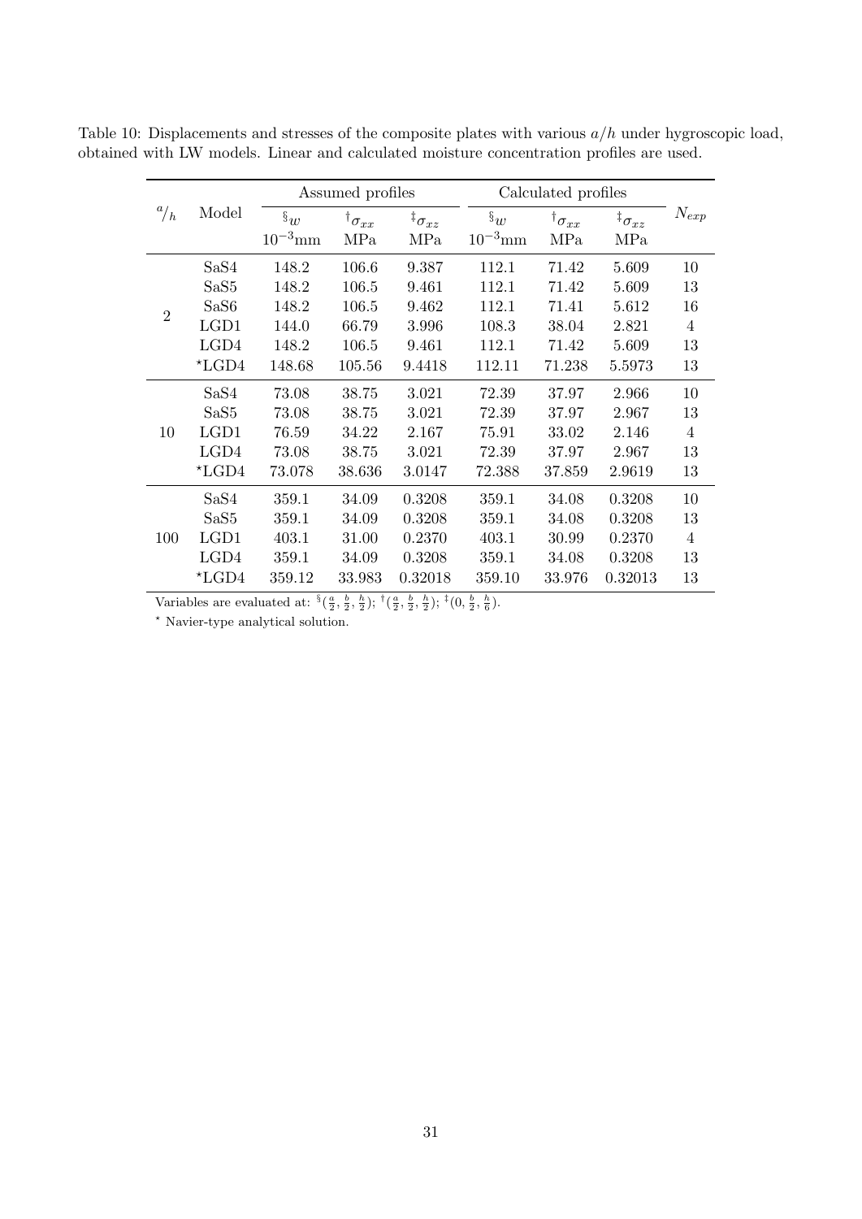Table 10: Displacements and stresses of the composite plates with various $a/h$ under hygroscopic load, obtained with LW models. Linear and calculated moisture concentration profiles are used.

| $^a/_h$ | Model | Assumed profiles | | | Calculated profiles | | | $N_{exp}$ |
|---|---|---|---|---|---|---|---|---|
| | | $^{\S}w$ $10^{-3}$mm | $^{\dagger}\sigma_{xx}$ MPa | $^{\ddagger}\sigma_{xz}$ MPa | $^{\S}w$ $10^{-3}$mm | $^{\dagger}\sigma_{xx}$ MPa | $^{\ddagger}\sigma_{xz}$ MPa | |
| 2 | SaS4 | 148.2 | 106.6 | 9.387 | 112.1 | 71.42 | 5.609 | 10 |
| | SaS5 | 148.2 | 106.5 | 9.461 | 112.1 | 71.42 | 5.609 | 13 |
| | SaS6 | 148.2 | 106.5 | 9.462 | 112.1 | 71.41 | 5.612 | 16 |
| | LGD1 | 144.0 | 66.79 | 3.996 | 108.3 | 38.04 | 2.821 | 4 |
| | LGD4 | 148.2 | 106.5 | 9.461 | 112.1 | 71.42 | 5.609 | 13 |
| | *LGD4 | 148.68 | 105.56 | 9.4418 | 112.11 | 71.238 | 5.5973 | 13 |
| 10 | SaS4 | 73.08 | 38.75 | 3.021 | 72.39 | 37.97 | 2.966 | 10 |
| | SaS5 | 73.08 | 38.75 | 3.021 | 72.39 | 37.97 | 2.967 | 13 |
| | LGD1 | 76.59 | 34.22 | 2.167 | 75.91 | 33.02 | 2.146 | 4 |
| | LGD4 | 73.08 | 38.75 | 3.021 | 72.39 | 37.97 | 2.967 | 13 |
| | *LGD4 | 73.078 | 38.636 | 3.0147 | 72.388 | 37.859 | 2.9619 | 13 |
| 100 | SaS4 | 359.1 | 34.09 | 0.3208 | 359.1 | 34.08 | 0.3208 | 10 |
| | SaS5 | 359.1 | 34.09 | 0.3208 | 359.1 | 34.08 | 0.3208 | 13 |
| | LGD1 | 403.1 | 31.00 | 0.2370 | 403.1 | 30.99 | 0.2370 | 4 |
| | LGD4 | 359.1 | 34.09 | 0.3208 | 359.1 | 34.08 | 0.3208 | 13 |
| | *LGD4 | 359.12 | 33.983 | 0.32018 | 359.10 | 33.976 | 0.32013 | 13 |

Variables are evaluated at: $^{\S}(\frac{a}{2}, \frac{b}{2}, \frac{h}{2})$; $^{\dagger}(\frac{a}{2}, \frac{b}{2}, \frac{h}{2})$; $^{\ddagger}(0, \frac{b}{2}, \frac{h}{6})$.

* Navier-type analytical solution.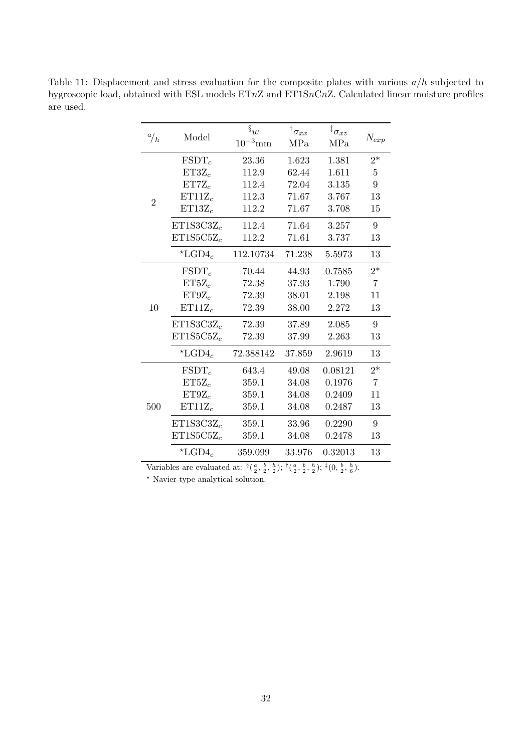Table 11: Displacement and stress evaluation for the composite plates with various $a/h$ subjected to hygroscopic load, obtained with ESL models ET$n$Z and ET1S$n$C$n$Z. Calculated linear moisture profiles are used.

| ${}^{a}/_{h}$ | Model | ${}^{\S}w$ $10^{-3}$mm | ${}^{\dagger}\sigma_{xx}$ MPa | ${}^{\ddagger}\sigma_{xz}$ MPa | $N_{exp}$ |
|---|---|---|---|---|---|
| 2 | FSDT$_c$ | 23.36 | 1.623 | 1.381 | 2* |
| | ET3Z$_c$ | 112.9 | 62.44 | 1.611 | 5 |
| | ET7Z$_c$ | 112.4 | 72.04 | 3.135 | 9 |
| | ET11Z$_c$ | 112.3 | 71.67 | 3.767 | 13 |
| | ET13Z$_c$ | 112.2 | 71.67 | 3.708 | 15 |
| | ET1S3C3Z$_c$ | 112.4 | 71.64 | 3.257 | 9 |
| | ET1S5C5Z$_c$ | 112.2 | 71.61 | 3.737 | 13 |
| | ⋆LGD4$_c$ | 112.10734 | 71.238 | 5.5973 | 13 |
| 10 | FSDT$_c$ | 70.44 | 44.93 | 0.7585 | 2* |
| | ET5Z$_c$ | 72.38 | 37.93 | 1.790 | 7 |
| | ET9Z$_c$ | 72.39 | 38.01 | 2.198 | 11 |
| | ET11Z$_c$ | 72.39 | 38.00 | 2.272 | 13 |
| | ET1S3C3Z$_c$ | 72.39 | 37.89 | 2.085 | 9 |
| | ET1S5C5Z$_c$ | 72.39 | 37.99 | 2.263 | 13 |
| | ⋆LGD4$_c$ | 72.388142 | 37.859 | 2.9619 | 13 |
| 500 | FSDT$_c$ | 643.4 | 49.08 | 0.08121 | 2* |
| | ET5Z$_c$ | 359.1 | 34.08 | 0.1976 | 7 |
| | ET9Z$_c$ | 359.1 | 34.08 | 0.2409 | 11 |
| | ET11Z$_c$ | 359.1 | 34.08 | 0.2487 | 13 |
| | ET1S3C3Z$_c$ | 359.1 | 33.96 | 0.2290 | 9 |
| | ET1S5C5Z$_c$ | 359.1 | 34.08 | 0.2478 | 13 |
| | ⋆LGD4$_c$ | 359.099 | 33.976 | 0.32013 | 13 |

Variables are evaluated at: ${}^{\S}(\frac{a}{2}, \frac{b}{2}, \frac{h}{2})$; ${}^{\dagger}(\frac{a}{2}, \frac{b}{2}, \frac{h}{2})$; ${}^{\ddagger}(0, \frac{b}{2}, \frac{h}{6})$.

⋆ Navier-type analytical solution.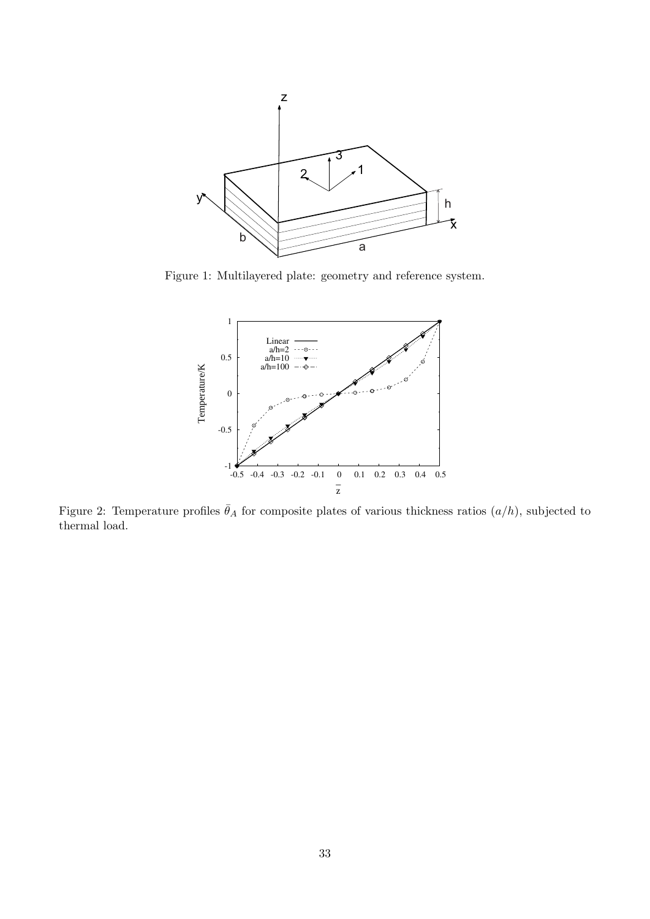Figure 1: Multilayered plate: geometry and reference system.

Figure 2: Temperature profiles $\bar{\theta}_A$ for composite plates of various thickness ratios $(a/h)$, subjected to thermal load.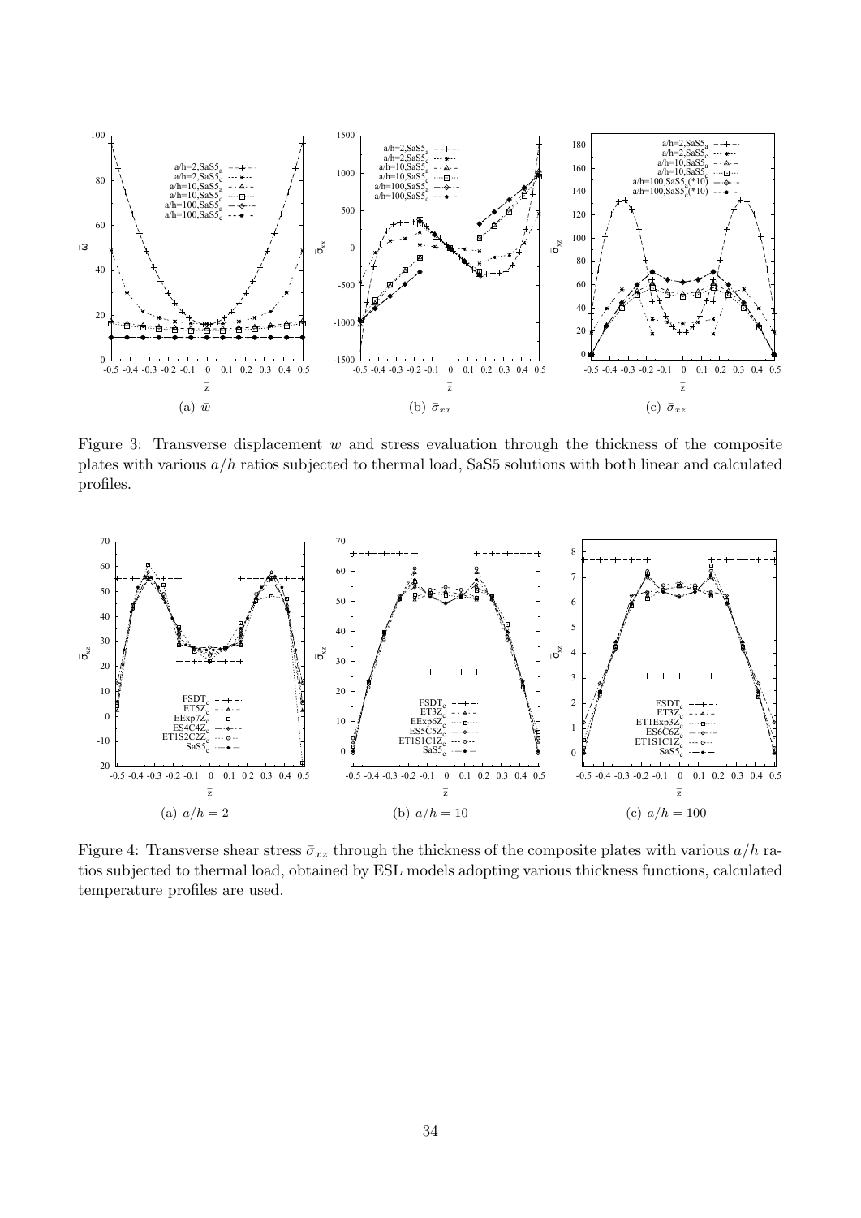(a) $\bar{w}$

(b) $\bar{\sigma}_{xx}$

(c) $\bar{\sigma}_{xz}$

Figure 3: Transverse displacement $w$ and stress evaluation through the thickness of the composite plates with various $a/h$ ratios subjected to thermal load, SaS5 solutions with both linear and calculated profiles.

(a) $a/h = 2$

(b) $a/h = 10$

(c) $a/h = 100$

Figure 4: Transverse shear stress $\bar{\sigma}_{xz}$ through the thickness of the composite plates with various $a/h$ ratios subjected to thermal load, obtained by ESL models adopting various thickness functions, calculated temperature profiles are used.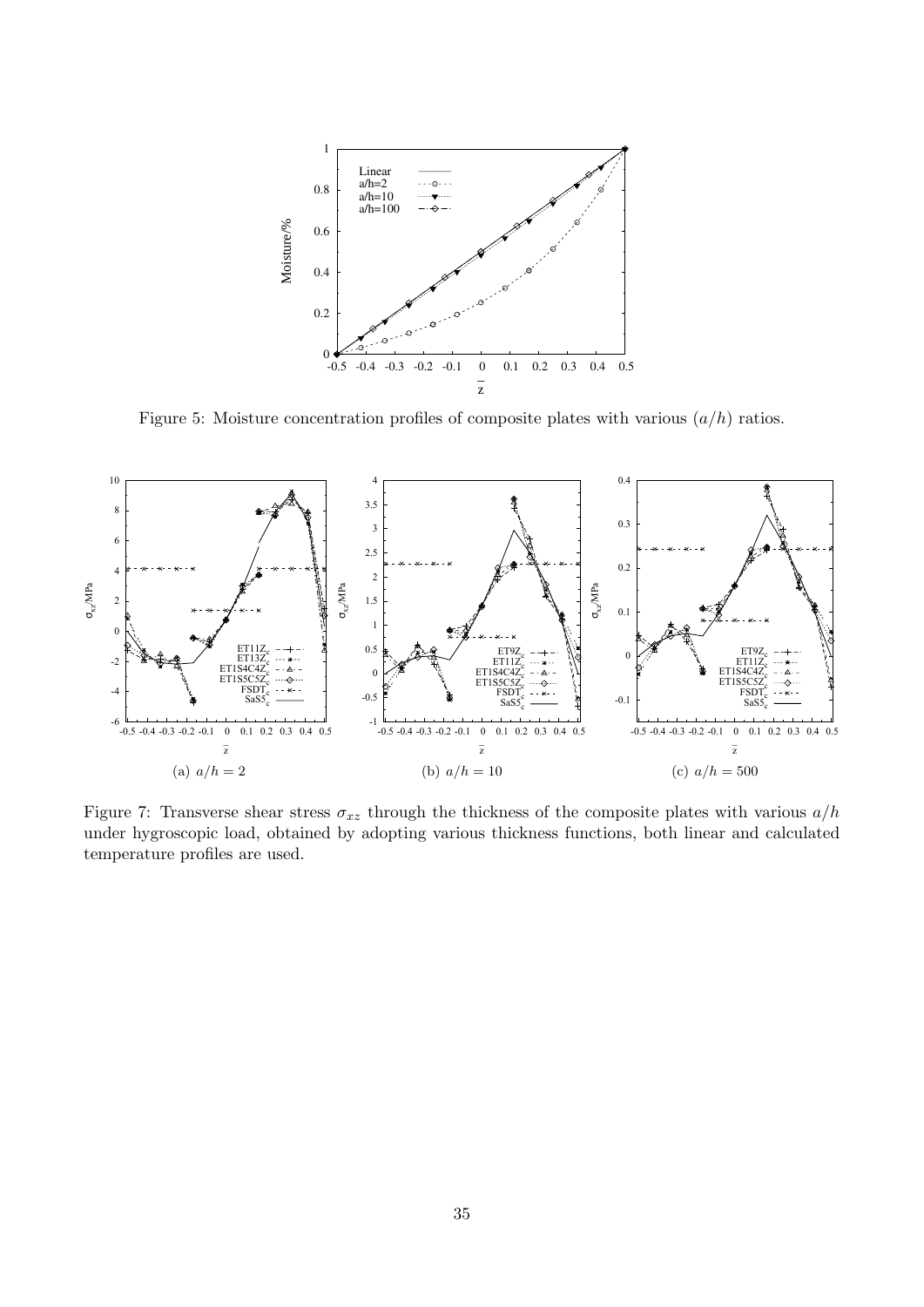Figure 5: Moisture concentration profiles of composite plates with various $(a/h)$ ratios.

(a) $a/h = 2$

(b) $a/h = 10$

(c) $a/h = 500$

Figure 7: Transverse shear stress $\sigma_{xz}$ through the thickness of the composite plates with various $a/h$ under hygroscopic load, obtained by adopting various thickness functions, both linear and calculated temperature profiles are used.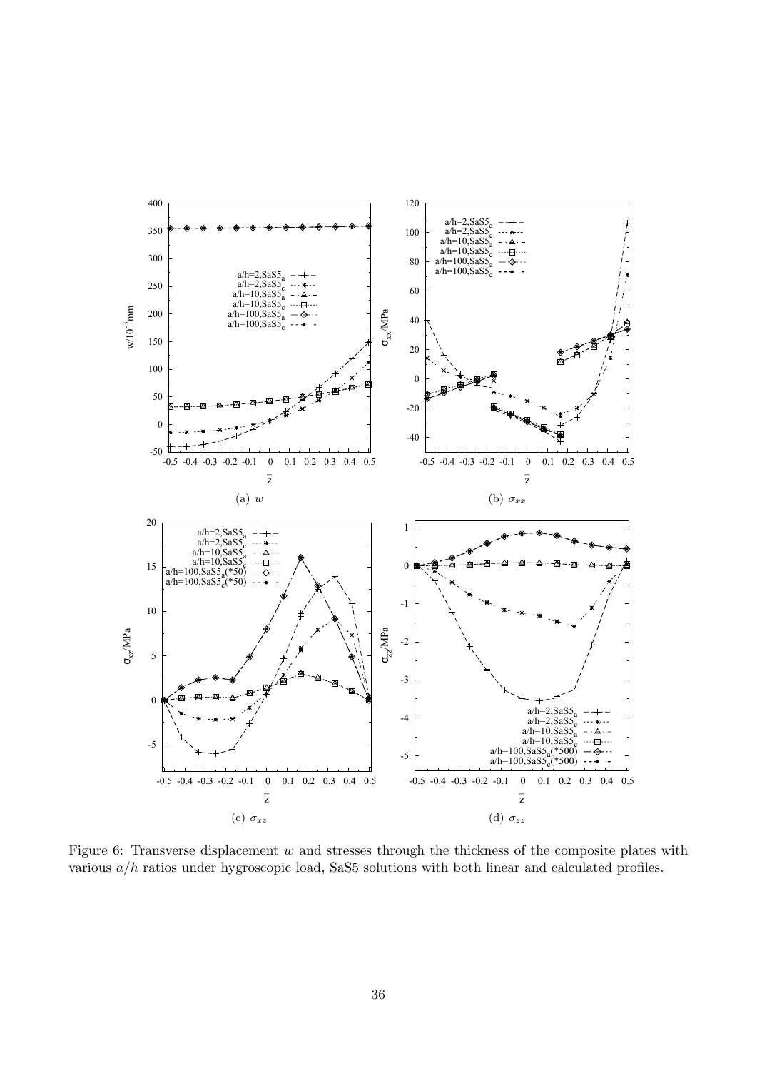400

350

300

250

200

150

100

50

0

-50

w/10$^{-3}$mm

-0.5 -0.4 -0.3 -0.2 -0.1 0 0.1 0.2 0.3 0.4 0.5

$\bar{z}$

a/h=2,SaS5$_a$
a/h=2,SaS5$_c$
a/h=10,SaS5$_a$
a/h=10,SaS5$_c$
a/h=100,SaS5$_a$
a/h=100,SaS5$_c$

(a) $w$

120

100

80

60

40

20

0

-20

-40

$\sigma_{xx}$/MPa

-0.5 -0.4 -0.3 -0.2 -0.1 0 0.1 0.2 0.3 0.4 0.5

$\bar{z}$

a/h=2,SaS5$_a$
a/h=2,SaS5$_c$
a/h=10,SaS5$_a$
a/h=10,SaS5$_c$
a/h=100,SaS5$_a$
a/h=100,SaS5$_c$

(b) $\sigma_{xx}$

20

15

10

5

0

-5

$\sigma_{xz}$/MPa

-0.5 -0.4 -0.3 -0.2 -0.1 0 0.1 0.2 0.3 0.4 0.5

$\bar{z}$

a/h=2,SaS5$_a$
a/h=2,SaS5$_c$
a/h=10,SaS5$_a$
a/h=10,SaS5$_c$
a/h=100,SaS5$_a$(*50)
a/h=100,SaS5$_c$(*50)

(c) $\sigma_{xz}$

1

0

-1

-2

-3

-4

-5

$\sigma_{zz}$/MPa

-0.5 -0.4 -0.3 -0.2 -0.1 0 0.1 0.2 0.3 0.4 0.5

$\bar{z}$

a/h=2,SaS5$_a$
a/h=2,SaS5$_c$
a/h=10,SaS5$_a$
a/h=10,SaS5$_c$
a/h=100,SaS5$_a$(*500)
a/h=100,SaS5$_c$(*500)

(d) $\sigma_{zz}$

Figure 6: Transverse displacement $w$ and stresses through the thickness of the composite plates with various $a/h$ ratios under hygroscopic load, SaS5 solutions with both linear and calculated profiles.